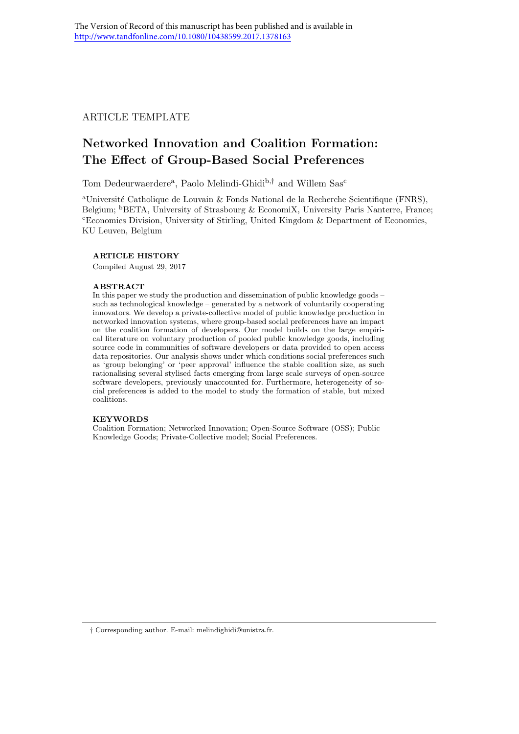The Version of Record of this manuscript has been published and is available in http://www.tandfonline.com/10.1080/10438599.2017.1378163

ARTICLE TEMPLATE

# Networked Innovation and Coalition Formation: The Effect of Group-Based Social Preferences

Tom Dedeurwaerdere[a], Paolo Melindi-Ghidi[b,†] and Willem Sas[c]

[a]Université Catholique de Louvain & Fonds National de la Recherche Scientifique (FNRS), Belgium; [b]BETA, University of Strasbourg & EconomiX, University Paris Nanterre, France; [c]Economics Division, University of Stirling, United Kingdom & Department of Economics, KU Leuven, Belgium

## ARTICLE HISTORY

Compiled August 29, 2017

## ABSTRACT

In this paper we study the production and dissemination of public knowledge goods – such as technological knowledge – generated by a network of voluntarily cooperating innovators. We develop a private-collective model of public knowledge production in networked innovation systems, where group-based social preferences have an impact on the coalition formation of developers. Our model builds on the large empirical literature on voluntary production of pooled public knowledge goods, including source code in communities of software developers or data provided to open access data repositories. Our analysis shows under which conditions social preferences such as 'group belonging' or 'peer approval' influence the stable coalition size, as such rationalising several stylised facts emerging from large scale surveys of open-source software developers, previously unaccounted for. Furthermore, heterogeneity of social preferences is added to the model to study the formation of stable, but mixed coalitions.

## KEYWORDS

Coalition Formation; Networked Innovation; Open-Source Software (OSS); Public Knowledge Goods; Private-Collective model; Social Preferences.

† Corresponding author. E-mail: melindighidi@unistra.fr.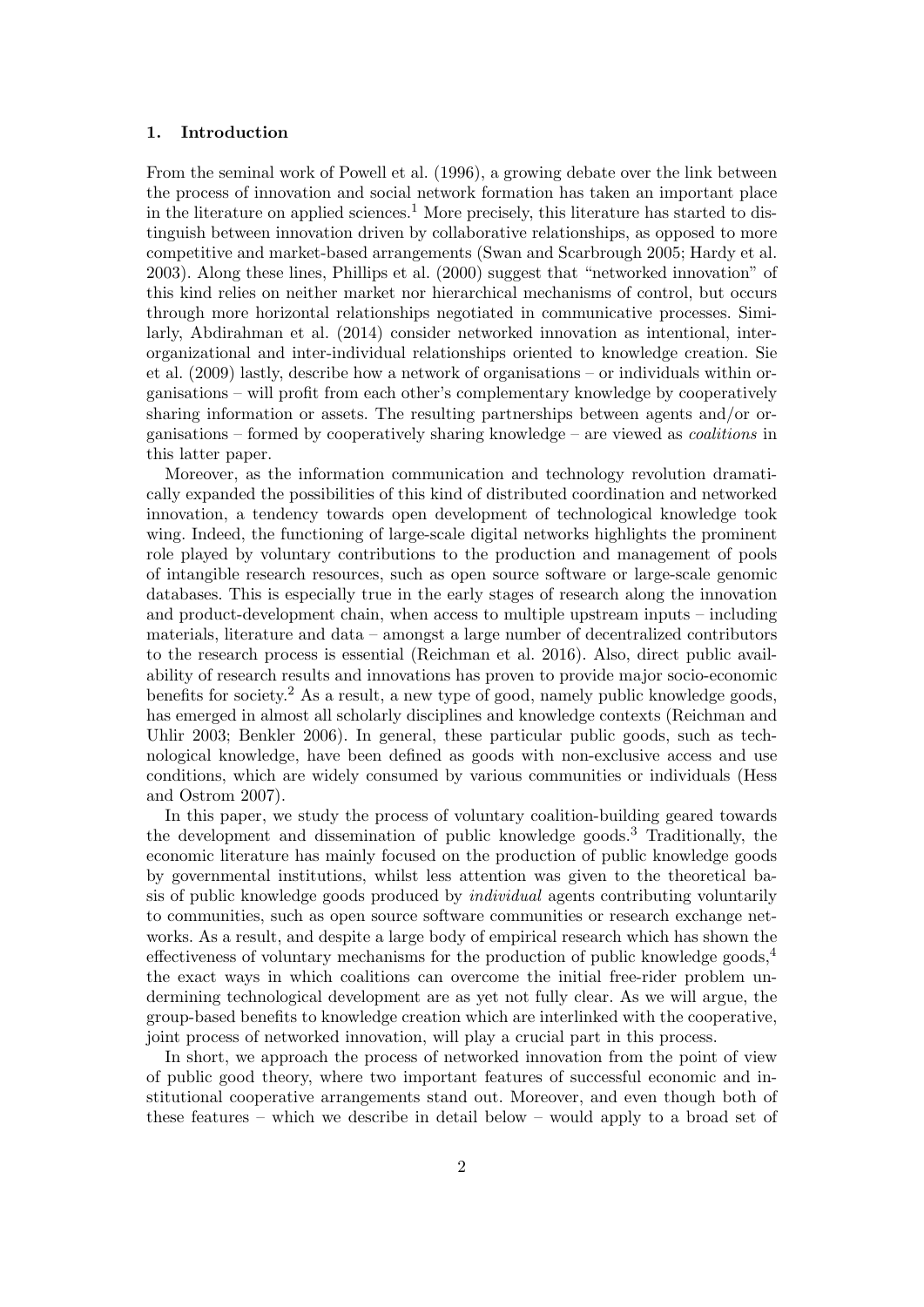## 1. Introduction

From the seminal work of Powell et al. (1996), a growing debate over the link between the process of innovation and social network formation has taken an important place in the literature on applied sciences.[1] More precisely, this literature has started to distinguish between innovation driven by collaborative relationships, as opposed to more competitive and market-based arrangements (Swan and Scarbrough 2005; Hardy et al. 2003). Along these lines, Phillips et al. (2000) suggest that "networked innovation" of this kind relies on neither market nor hierarchical mechanisms of control, but occurs through more horizontal relationships negotiated in communicative processes. Similarly, Abdirahman et al. (2014) consider networked innovation as intentional, inter-organizational and inter-individual relationships oriented to knowledge creation. Sie et al. (2009) lastly, describe how a network of organisations – or individuals within organisations – will profit from each other's complementary knowledge by cooperatively sharing information or assets. The resulting partnerships between agents and/or organisations – formed by cooperatively sharing knowledge – are viewed as *coalitions* in this latter paper.

Moreover, as the information communication and technology revolution dramatically expanded the possibilities of this kind of distributed coordination and networked innovation, a tendency towards open development of technological knowledge took wing. Indeed, the functioning of large-scale digital networks highlights the prominent role played by voluntary contributions to the production and management of pools of intangible research resources, such as open source software or large-scale genomic databases. This is especially true in the early stages of research along the innovation and product-development chain, when access to multiple upstream inputs – including materials, literature and data – amongst a large number of decentralized contributors to the research process is essential (Reichman et al. 2016). Also, direct public availability of research results and innovations has proven to provide major socio-economic benefits for society.[2] As a result, a new type of good, namely public knowledge goods, has emerged in almost all scholarly disciplines and knowledge contexts (Reichman and Uhlir 2003; Benkler 2006). In general, these particular public goods, such as technological knowledge, have been defined as goods with non-exclusive access and use conditions, which are widely consumed by various communities or individuals (Hess and Ostrom 2007).

In this paper, we study the process of voluntary coalition-building geared towards the development and dissemination of public knowledge goods.[3] Traditionally, the economic literature has mainly focused on the production of public knowledge goods by governmental institutions, whilst less attention was given to the theoretical basis of public knowledge goods produced by *individual* agents contributing voluntarily to communities, such as open source software communities or research exchange networks. As a result, and despite a large body of empirical research which has shown the effectiveness of voluntary mechanisms for the production of public knowledge goods,[4] the exact ways in which coalitions can overcome the initial free-rider problem undermining technological development are as yet not fully clear. As we will argue, the group-based benefits to knowledge creation which are interlinked with the cooperative, joint process of networked innovation, will play a crucial part in this process.

In short, we approach the process of networked innovation from the point of view of public good theory, where two important features of successful economic and institutional cooperative arrangements stand out. Moreover, and even though both of these features – which we describe in detail below – would apply to a broad set of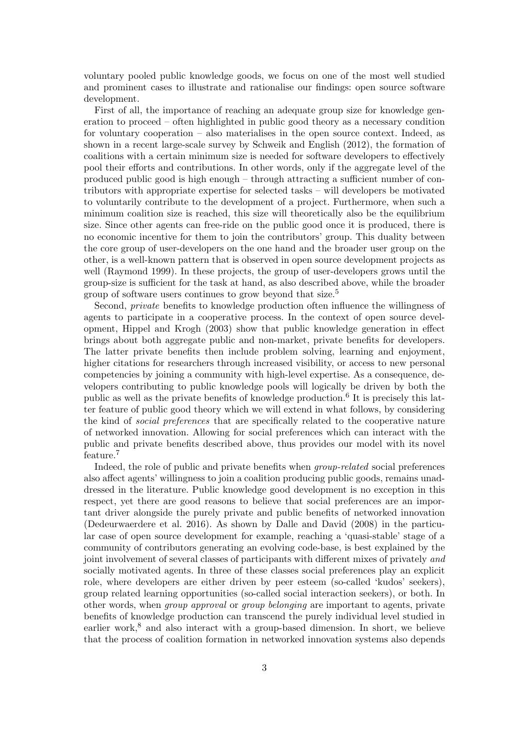voluntary pooled public knowledge goods, we focus on one of the most well studied and prominent cases to illustrate and rationalise our findings: open source software development.

First of all, the importance of reaching an adequate group size for knowledge generation to proceed – often highlighted in public good theory as a necessary condition for voluntary cooperation – also materialises in the open source context. Indeed, as shown in a recent large-scale survey by Schweik and English (2012), the formation of coalitions with a certain minimum size is needed for software developers to effectively pool their efforts and contributions. In other words, only if the aggregate level of the produced public good is high enough – through attracting a sufficient number of contributors with appropriate expertise for selected tasks – will developers be motivated to voluntarily contribute to the development of a project. Furthermore, when such a minimum coalition size is reached, this size will theoretically also be the equilibrium size. Since other agents can free-ride on the public good once it is produced, there is no economic incentive for them to join the contributors' group. This duality between the core group of user-developers on the one hand and the broader user group on the other, is a well-known pattern that is observed in open source development projects as well (Raymond 1999). In these projects, the group of user-developers grows until the group-size is sufficient for the task at hand, as also described above, while the broader group of software users continues to grow beyond that size.[5]

Second, *private* benefits to knowledge production often influence the willingness of agents to participate in a cooperative process. In the context of open source development, Hippel and Krogh (2003) show that public knowledge generation in effect brings about both aggregate public and non-market, private benefits for developers. The latter private benefits then include problem solving, learning and enjoyment, higher citations for researchers through increased visibility, or access to new personal competencies by joining a community with high-level expertise. As a consequence, developers contributing to public knowledge pools will logically be driven by both the public as well as the private benefits of knowledge production.[6] It is precisely this latter feature of public good theory which we will extend in what follows, by considering the kind of *social preferences* that are specifically related to the cooperative nature of networked innovation. Allowing for social preferences which can interact with the public and private benefits described above, thus provides our model with its novel feature.[7]

Indeed, the role of public and private benefits when *group-related* social preferences also affect agents' willingness to join a coalition producing public goods, remains unaddressed in the literature. Public knowledge good development is no exception in this respect, yet there are good reasons to believe that social preferences are an important driver alongside the purely private and public benefits of networked innovation (Dedeurwaerdere et al. 2016). As shown by Dalle and David (2008) in the particular case of open source development for example, reaching a 'quasi-stable' stage of a community of contributors generating an evolving code-base, is best explained by the joint involvement of several classes of participants with different mixes of privately *and* socially motivated agents. In three of these classes social preferences play an explicit role, where developers are either driven by peer esteem (so-called 'kudos' seekers), group related learning opportunities (so-called social interaction seekers), or both. In other words, when *group approval* or *group belonging* are important to agents, private benefits of knowledge production can transcend the purely individual level studied in earlier work,[8] and also interact with a group-based dimension. In short, we believe that the process of coalition formation in networked innovation systems also depends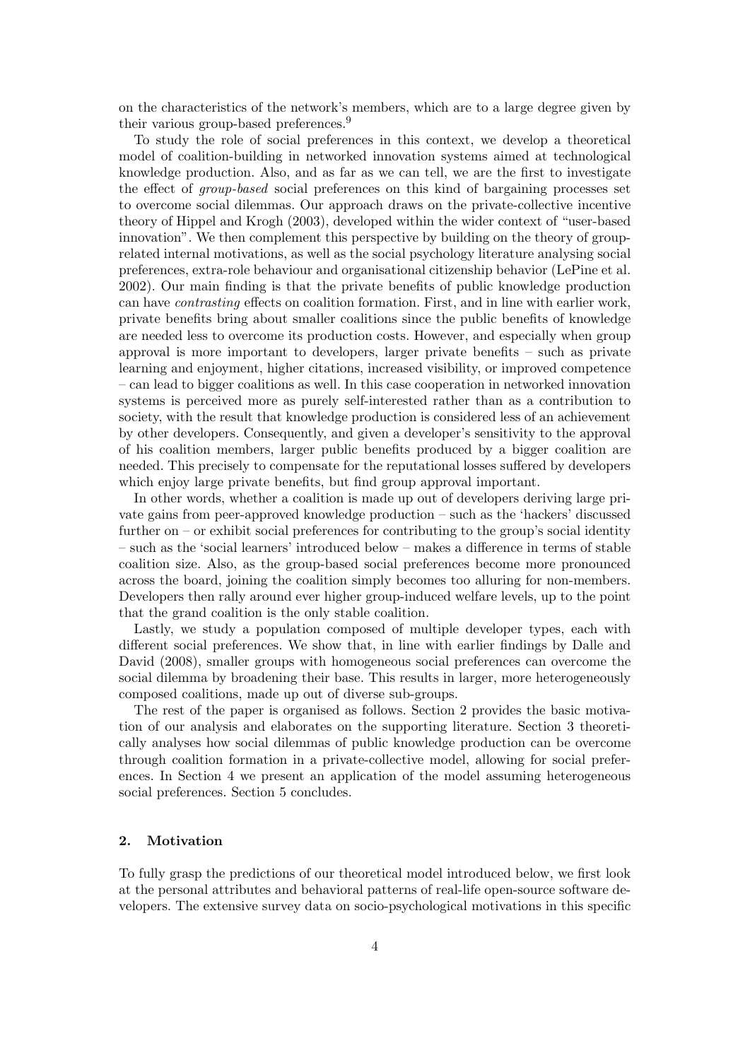on the characteristics of the network's members, which are to a large degree given by their various group-based preferences.[9]

To study the role of social preferences in this context, we develop a theoretical model of coalition-building in networked innovation systems aimed at technological knowledge production. Also, and as far as we can tell, we are the first to investigate the effect of *group-based* social preferences on this kind of bargaining processes set to overcome social dilemmas. Our approach draws on the private-collective incentive theory of Hippel and Krogh (2003), developed within the wider context of "user-based innovation". We then complement this perspective by building on the theory of group-related internal motivations, as well as the social psychology literature analysing social preferences, extra-role behaviour and organisational citizenship behavior (LePine et al. 2002). Our main finding is that the private benefits of public knowledge production can have *contrasting* effects on coalition formation. First, and in line with earlier work, private benefits bring about smaller coalitions since the public benefits of knowledge are needed less to overcome its production costs. However, and especially when group approval is more important to developers, larger private benefits – such as private learning and enjoyment, higher citations, increased visibility, or improved competence – can lead to bigger coalitions as well. In this case cooperation in networked innovation systems is perceived more as purely self-interested rather than as a contribution to society, with the result that knowledge production is considered less of an achievement by other developers. Consequently, and given a developer's sensitivity to the approval of his coalition members, larger public benefits produced by a bigger coalition are needed. This precisely to compensate for the reputational losses suffered by developers which enjoy large private benefits, but find group approval important.

In other words, whether a coalition is made up out of developers deriving large private gains from peer-approved knowledge production – such as the 'hackers' discussed further on – or exhibit social preferences for contributing to the group's social identity – such as the 'social learners' introduced below – makes a difference in terms of stable coalition size. Also, as the group-based social preferences become more pronounced across the board, joining the coalition simply becomes too alluring for non-members. Developers then rally around ever higher group-induced welfare levels, up to the point that the grand coalition is the only stable coalition.

Lastly, we study a population composed of multiple developer types, each with different social preferences. We show that, in line with earlier findings by Dalle and David (2008), smaller groups with homogeneous social preferences can overcome the social dilemma by broadening their base. This results in larger, more heterogeneously composed coalitions, made up out of diverse sub-groups.

The rest of the paper is organised as follows. Section 2 provides the basic motivation of our analysis and elaborates on the supporting literature. Section 3 theoretically analyses how social dilemmas of public knowledge production can be overcome through coalition formation in a private-collective model, allowing for social preferences. In Section 4 we present an application of the model assuming heterogeneous social preferences. Section 5 concludes.

## 2. Motivation

To fully grasp the predictions of our theoretical model introduced below, we first look at the personal attributes and behavioral patterns of real-life open-source software developers. The extensive survey data on socio-psychological motivations in this specific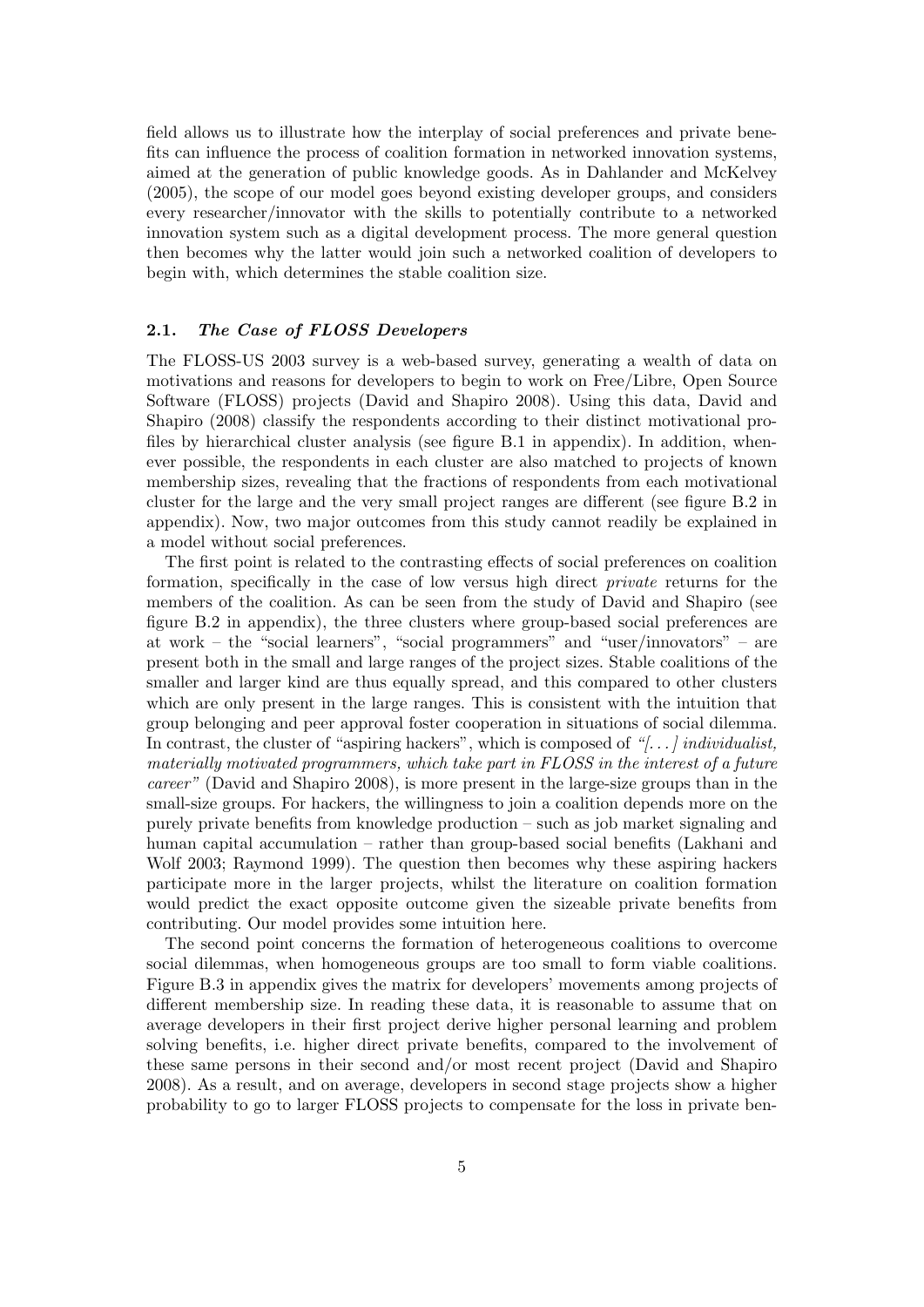field allows us to illustrate how the interplay of social preferences and private benefits can influence the process of coalition formation in networked innovation systems, aimed at the generation of public knowledge goods. As in Dahlander and McKelvey (2005), the scope of our model goes beyond existing developer groups, and considers every researcher/innovator with the skills to potentially contribute to a networked innovation system such as a digital development process. The more general question then becomes why the latter would join such a networked coalition of developers to begin with, which determines the stable coalition size.

### 2.1. *The Case of FLOSS Developers*

The FLOSS-US 2003 survey is a web-based survey, generating a wealth of data on motivations and reasons for developers to begin to work on Free/Libre, Open Source Software (FLOSS) projects (David and Shapiro 2008). Using this data, David and Shapiro (2008) classify the respondents according to their distinct motivational profiles by hierarchical cluster analysis (see figure B.1 in appendix). In addition, whenever possible, the respondents in each cluster are also matched to projects of known membership sizes, revealing that the fractions of respondents from each motivational cluster for the large and the very small project ranges are different (see figure B.2 in appendix). Now, two major outcomes from this study cannot readily be explained in a model without social preferences.

The first point is related to the contrasting effects of social preferences on coalition formation, specifically in the case of low versus high direct *private* returns for the members of the coalition. As can be seen from the study of David and Shapiro (see figure B.2 in appendix), the three clusters where group-based social preferences are at work – the "social learners", "social programmers" and "user/innovators" – are present both in the small and large ranges of the project sizes. Stable coalitions of the smaller and larger kind are thus equally spread, and this compared to other clusters which are only present in the large ranges. This is consistent with the intuition that group belonging and peer approval foster cooperation in situations of social dilemma. In contrast, the cluster of "aspiring hackers", which is composed of *"[...] individualist, materially motivated programmers, which take part in FLOSS in the interest of a future career"* (David and Shapiro 2008), is more present in the large-size groups than in the small-size groups. For hackers, the willingness to join a coalition depends more on the purely private benefits from knowledge production – such as job market signaling and human capital accumulation – rather than group-based social benefits (Lakhani and Wolf 2003; Raymond 1999). The question then becomes why these aspiring hackers participate more in the larger projects, whilst the literature on coalition formation would predict the exact opposite outcome given the sizeable private benefits from contributing. Our model provides some intuition here.

The second point concerns the formation of heterogeneous coalitions to overcome social dilemmas, when homogeneous groups are too small to form viable coalitions. Figure B.3 in appendix gives the matrix for developers' movements among projects of different membership size. In reading these data, it is reasonable to assume that on average developers in their first project derive higher personal learning and problem solving benefits, i.e. higher direct private benefits, compared to the involvement of these same persons in their second and/or most recent project (David and Shapiro 2008). As a result, and on average, developers in second stage projects show a higher probability to go to larger FLOSS projects to compensate for the loss in private ben-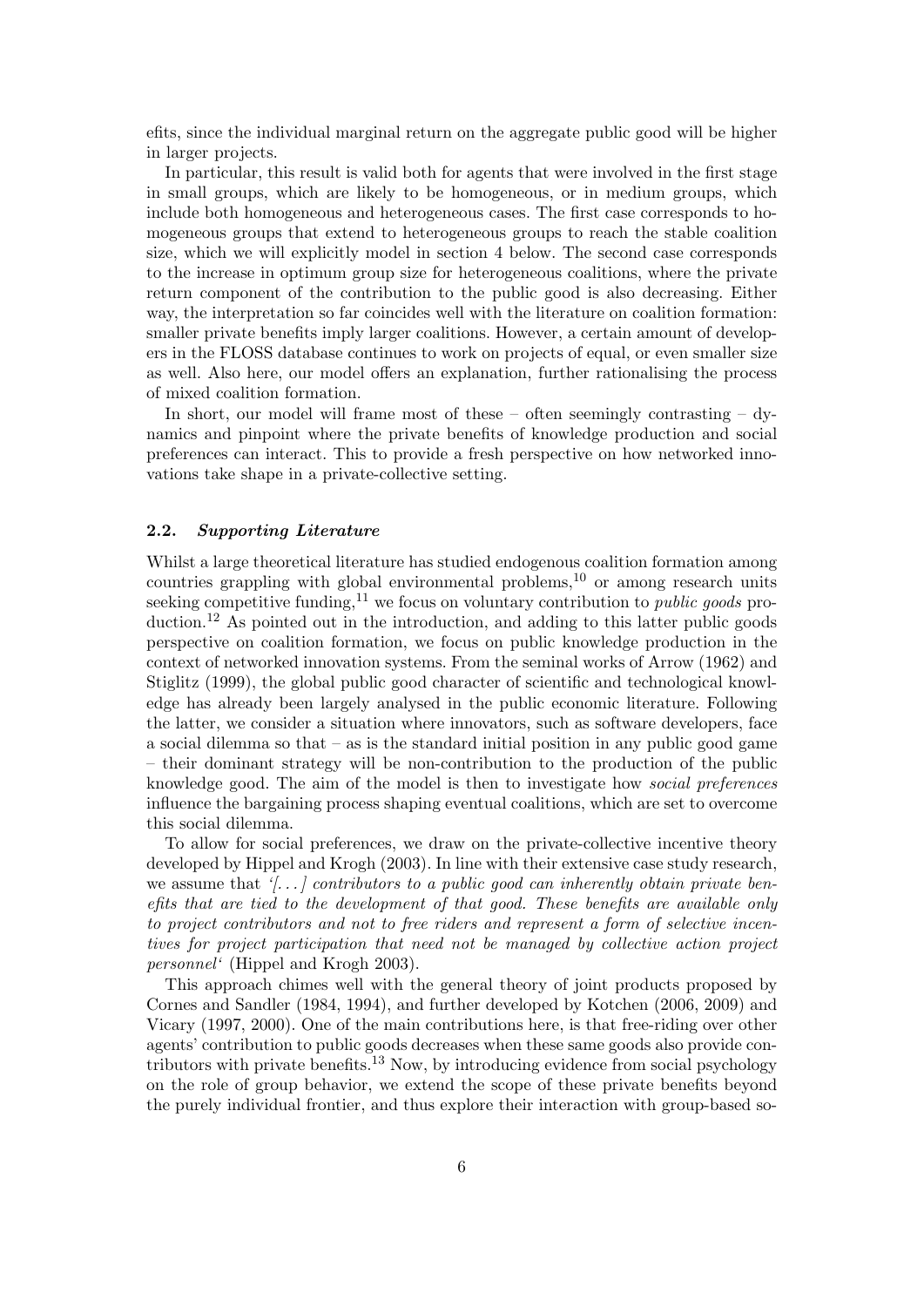efits, since the individual marginal return on the aggregate public good will be higher in larger projects.

In particular, this result is valid both for agents that were involved in the first stage in small groups, which are likely to be homogeneous, or in medium groups, which include both homogeneous and heterogeneous cases. The first case corresponds to homogeneous groups that extend to heterogeneous groups to reach the stable coalition size, which we will explicitly model in section 4 below. The second case corresponds to the increase in optimum group size for heterogeneous coalitions, where the private return component of the contribution to the public good is also decreasing. Either way, the interpretation so far coincides well with the literature on coalition formation: smaller private benefits imply larger coalitions. However, a certain amount of developers in the FLOSS database continues to work on projects of equal, or even smaller size as well. Also here, our model offers an explanation, further rationalising the process of mixed coalition formation.

In short, our model will frame most of these – often seemingly contrasting – dynamics and pinpoint where the private benefits of knowledge production and social preferences can interact. This to provide a fresh perspective on how networked innovations take shape in a private-collective setting.

### 2.2. *Supporting Literature*

Whilst a large theoretical literature has studied endogenous coalition formation among countries grappling with global environmental problems,[10] or among research units seeking competitive funding,[11] we focus on voluntary contribution to *public goods* production.[12] As pointed out in the introduction, and adding to this latter public goods perspective on coalition formation, we focus on public knowledge production in the context of networked innovation systems. From the seminal works of Arrow (1962) and Stiglitz (1999), the global public good character of scientific and technological knowledge has already been largely analysed in the public economic literature. Following the latter, we consider a situation where innovators, such as software developers, face a social dilemma so that – as is the standard initial position in any public good game – their dominant strategy will be non-contribution to the production of the public knowledge good. The aim of the model is then to investigate how *social preferences* influence the bargaining process shaping eventual coalitions, which are set to overcome this social dilemma.

To allow for social preferences, we draw on the private-collective incentive theory developed by Hippel and Krogh (2003). In line with their extensive case study research, we assume that *'[. . . ] contributors to a public good can inherently obtain private benefits that are tied to the development of that good. These benefits are available only to project contributors and not to free riders and represent a form of selective incentives for project participation that need not be managed by collective action project personnel'* (Hippel and Krogh 2003).

This approach chimes well with the general theory of joint products proposed by Cornes and Sandler (1984, 1994), and further developed by Kotchen (2006, 2009) and Vicary (1997, 2000). One of the main contributions here, is that free-riding over other agents' contribution to public goods decreases when these same goods also provide contributors with private benefits.[13] Now, by introducing evidence from social psychology on the role of group behavior, we extend the scope of these private benefits beyond the purely individual frontier, and thus explore their interaction with group-based so-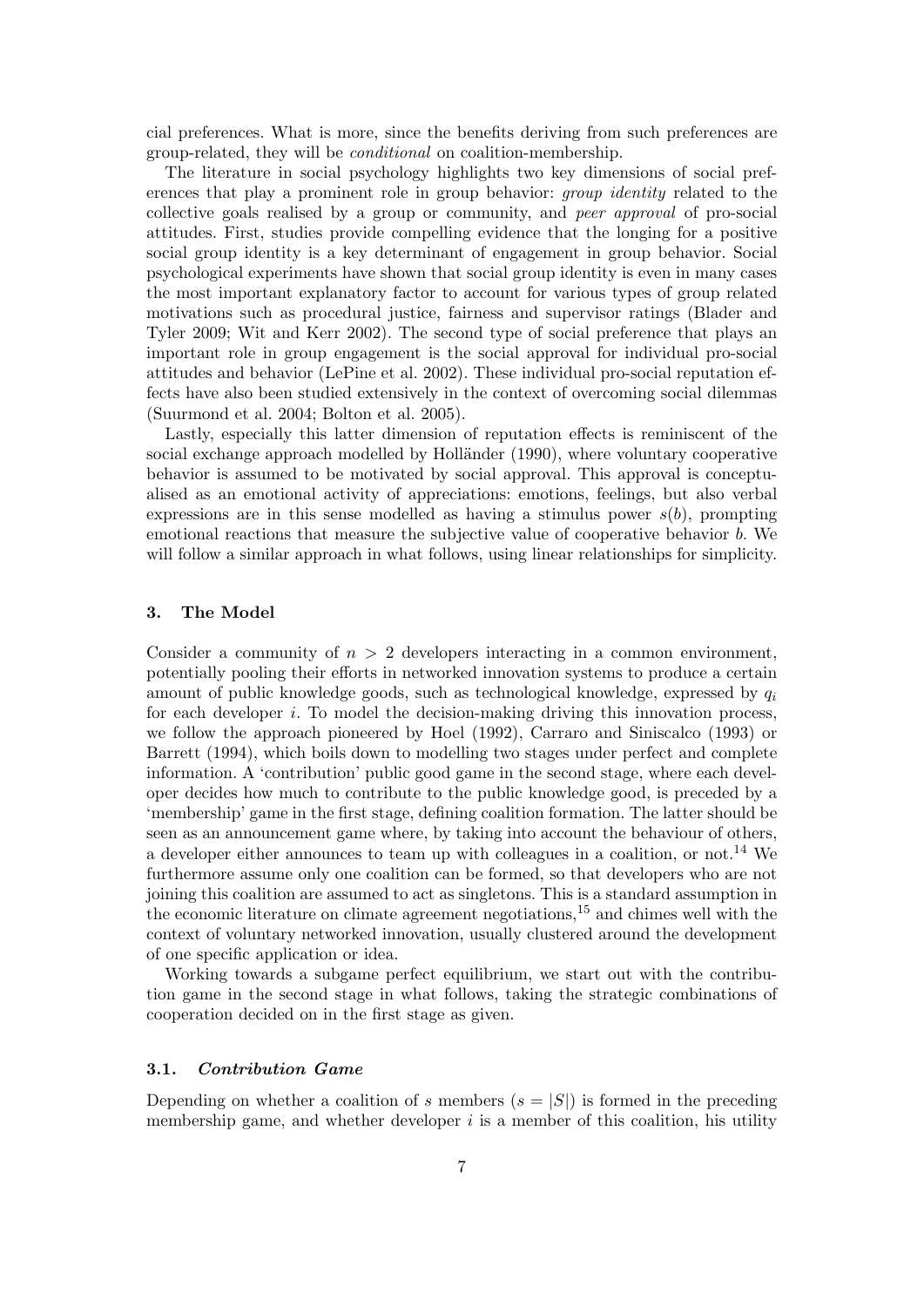cial preferences. What is more, since the benefits deriving from such preferences are group-related, they will be *conditional* on coalition-membership.

The literature in social psychology highlights two key dimensions of social preferences that play a prominent role in group behavior: *group identity* related to the collective goals realised by a group or community, and *peer approval* of pro-social attitudes. First, studies provide compelling evidence that the longing for a positive social group identity is a key determinant of engagement in group behavior. Social psychological experiments have shown that social group identity is even in many cases the most important explanatory factor to account for various types of group related motivations such as procedural justice, fairness and supervisor ratings (Blader and Tyler 2009; Wit and Kerr 2002). The second type of social preference that plays an important role in group engagement is the social approval for individual pro-social attitudes and behavior (LePine et al. 2002). These individual pro-social reputation effects have also been studied extensively in the context of overcoming social dilemmas (Suurmond et al. 2004; Bolton et al. 2005).

Lastly, especially this latter dimension of reputation effects is reminiscent of the social exchange approach modelled by Holländer (1990), where voluntary cooperative behavior is assumed to be motivated by social approval. This approval is conceptualised as an emotional activity of appreciations: emotions, feelings, but also verbal expressions are in this sense modelled as having a stimulus power $s(b)$, prompting emotional reactions that measure the subjective value of cooperative behavior $b$. We will follow a similar approach in what follows, using linear relationships for simplicity.

## 3. The Model

Consider a community of $n > 2$ developers interacting in a common environment, potentially pooling their efforts in networked innovation systems to produce a certain amount of public knowledge goods, such as technological knowledge, expressed by $q_i$ for each developer $i$. To model the decision-making driving this innovation process, we follow the approach pioneered by Hoel (1992), Carraro and Siniscalco (1993) or Barrett (1994), which boils down to modelling two stages under perfect and complete information. A 'contribution' public good game in the second stage, where each developer decides how much to contribute to the public knowledge good, is preceded by a 'membership' game in the first stage, defining coalition formation. The latter should be seen as an announcement game where, by taking into account the behaviour of others, a developer either announces to team up with colleagues in a coalition, or not.[14] We furthermore assume only one coalition can be formed, so that developers who are not joining this coalition are assumed to act as singletons. This is a standard assumption in the economic literature on climate agreement negotiations,[15] and chimes well with the context of voluntary networked innovation, usually clustered around the development of one specific application or idea.

Working towards a subgame perfect equilibrium, we start out with the contribution game in the second stage in what follows, taking the strategic combinations of cooperation decided on in the first stage as given.

### 3.1. *Contribution Game*

Depending on whether a coalition of $s$ members ($s = |S|$) is formed in the preceding membership game, and whether developer $i$ is a member of this coalition, his utility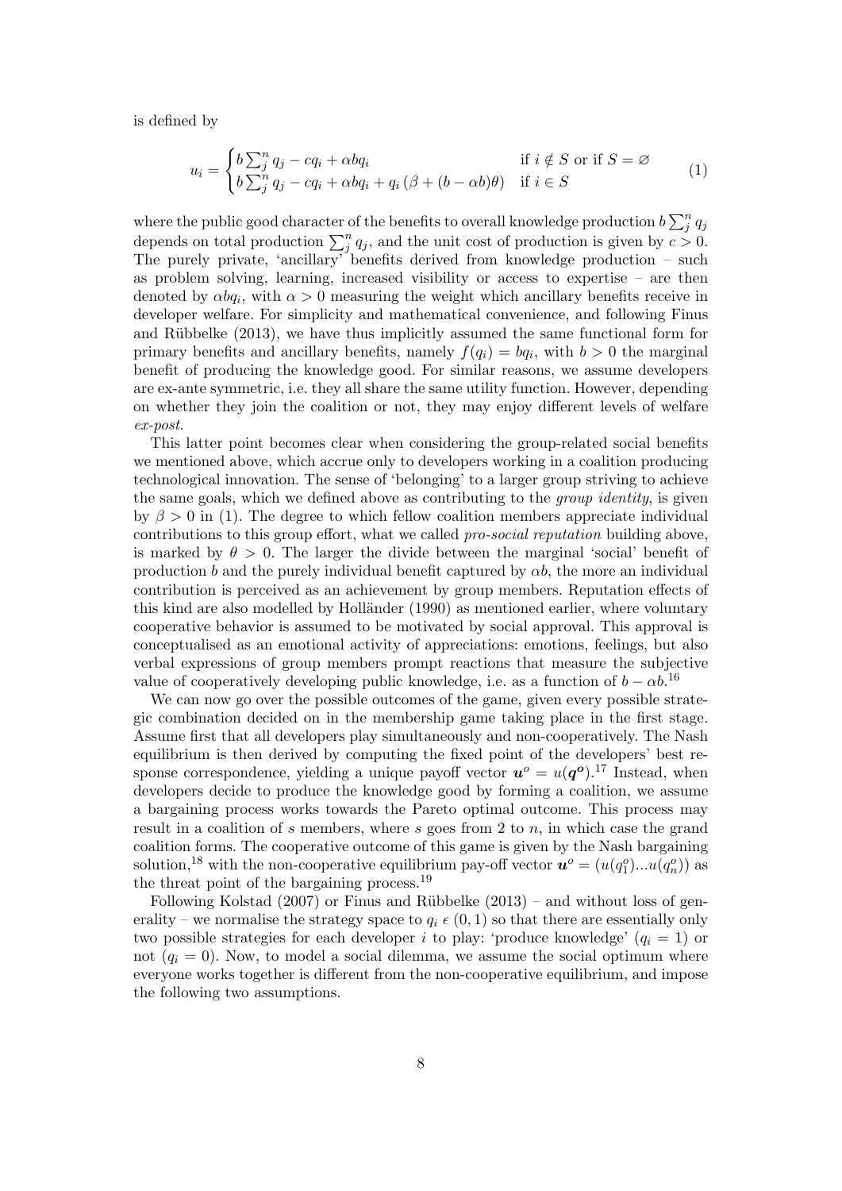is defined by

$$u_i = \begin{cases} b\sum_j^n q_j - cq_i + \alpha b q_i & \text{if } i \notin S \text{ or if } S = \varnothing \\ b\sum_j^n q_j - cq_i + \alpha b q_i + q_i\left(\beta + (b - \alpha b)\theta\right) & \text{if } i \in S \end{cases} \tag{1}$$

where the public good character of the benefits to overall knowledge production $b\sum_j^n q_j$ depends on total production $\sum_j^n q_j$, and the unit cost of production is given by $c > 0$. The purely private, 'ancillary' benefits derived from knowledge production – such as problem solving, learning, increased visibility or access to expertise – are then denoted by $\alpha b q_i$, with $\alpha > 0$ measuring the weight which ancillary benefits receive in developer welfare. For simplicity and mathematical convenience, and following Finus and Rübbelke (2013), we have thus implicitly assumed the same functional form for primary benefits and ancillary benefits, namely $f(q_i) = bq_i$, with $b > 0$ the marginal benefit of producing the knowledge good. For similar reasons, we assume developers are ex-ante symmetric, i.e. they all share the same utility function. However, depending on whether they join the coalition or not, they may enjoy different levels of welfare *ex-post*.

This latter point becomes clear when considering the group-related social benefits we mentioned above, which accrue only to developers working in a coalition producing technological innovation. The sense of 'belonging' to a larger group striving to achieve the same goals, which we defined above as contributing to the *group identity*, is given by $\beta > 0$ in (1). The degree to which fellow coalition members appreciate individual contributions to this group effort, what we called *pro-social reputation* building above, is marked by $\theta > 0$. The larger the divide between the marginal 'social' benefit of production $b$ and the purely individual benefit captured by $\alpha b$, the more an individual contribution is perceived as an achievement by group members. Reputation effects of this kind are also modelled by Holländer (1990) as mentioned earlier, where voluntary cooperative behavior is assumed to be motivated by social approval. This approval is conceptualised as an emotional activity of appreciations: emotions, feelings, but also verbal expressions of group members prompt reactions that measure the subjective value of cooperatively developing public knowledge, i.e. as a function of $b - \alpha b$.[16]

We can now go over the possible outcomes of the game, given every possible strategic combination decided on in the membership game taking place in the first stage. Assume first that all developers play simultaneously and non-cooperatively. The Nash equilibrium is then derived by computing the fixed point of the developers' best response correspondence, yielding a unique payoff vector $\boldsymbol{u}^o = u(\boldsymbol{q^o})$.[17] Instead, when developers decide to produce the knowledge good by forming a coalition, we assume a bargaining process works towards the Pareto optimal outcome. This process may result in a coalition of $s$ members, where $s$ goes from 2 to $n$, in which case the grand coalition forms. The cooperative outcome of this game is given by the Nash bargaining solution,[18] with the non-cooperative equilibrium pay-off vector $\boldsymbol{u}^o = (u(q_1^o)...u(q_n^o))$ as the threat point of the bargaining process.[19]

Following Kolstad (2007) or Finus and Rübbelke (2013) – and without loss of generality – we normalise the strategy space to $q_i \in (0, 1)$ so that there are essentially only two possible strategies for each developer $i$ to play: 'produce knowledge' ($q_i = 1$) or not ($q_i = 0$). Now, to model a social dilemma, we assume the social optimum where everyone works together is different from the non-cooperative equilibrium, and impose the following two assumptions.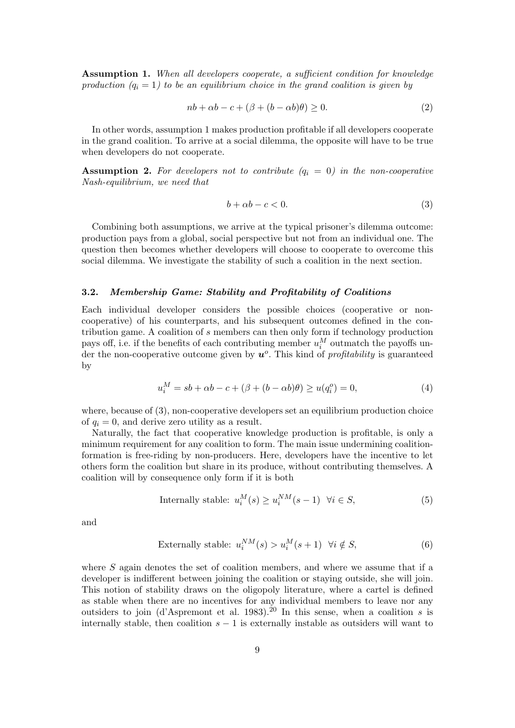**Assumption 1.** *When all developers cooperate, a sufficient condition for knowledge production ($q_i = 1$) to be an equilibrium choice in the grand coalition is given by*

$$nb + \alpha b - c + (\beta + (b - \alpha b)\theta) \geq 0. \tag{2}$$

In other words, assumption 1 makes production profitable if all developers cooperate in the grand coalition. To arrive at a social dilemma, the opposite will have to be true when developers do not cooperate.

**Assumption 2.** *For developers not to contribute ($q_i = 0$) in the non-cooperative Nash-equilibrium, we need that*

$$b + \alpha b - c < 0. \tag{3}$$

Combining both assumptions, we arrive at the typical prisoner's dilemma outcome: production pays from a global, social perspective but not from an individual one. The question then becomes whether developers will choose to cooperate to overcome this social dilemma. We investigate the stability of such a coalition in the next section.

### 3.2. *Membership Game: Stability and Profitability of Coalitions*

Each individual developer considers the possible choices (cooperative or non-cooperative) of his counterparts, and his subsequent outcomes defined in the contribution game. A coalition of $s$ members can then only form if technology production pays off, i.e. if the benefits of each contributing member $u_i^M$ outmatch the payoffs under the non-cooperative outcome given by $\boldsymbol{u}^o$. This kind of *profitability* is guaranteed by

$$u_i^M = sb + \alpha b - c + (\beta + (b - \alpha b)\theta) \geq u(q_i^o) = 0, \tag{4}$$

where, because of (3), non-cooperative developers set an equilibrium production choice of $q_i = 0$, and derive zero utility as a result.

Naturally, the fact that cooperative knowledge production is profitable, is only a minimum requirement for any coalition to form. The main issue undermining coalition-formation is free-riding by non-producers. Here, developers have the incentive to let others form the coalition but share in its produce, without contributing themselves. A coalition will by consequence only form if it is both

$$\text{Internally stable: } u_i^M(s) \geq u_i^{NM}(s-1) \;\; \forall i \in S, \tag{5}$$

and

$$\text{Externally stable: } u_i^{NM}(s) > u_i^M(s+1) \;\; \forall i \notin S, \tag{6}$$

where $S$ again denotes the set of coalition members, and where we assume that if a developer is indifferent between joining the coalition or staying outside, she will join. This notion of stability draws on the oligopoly literature, where a cartel is defined as stable when there are no incentives for any individual members to leave nor any outsiders to join (d'Aspremont et al. 1983).[20] In this sense, when a coalition $s$ is internally stable, then coalition $s-1$ is externally instable as outsiders will want to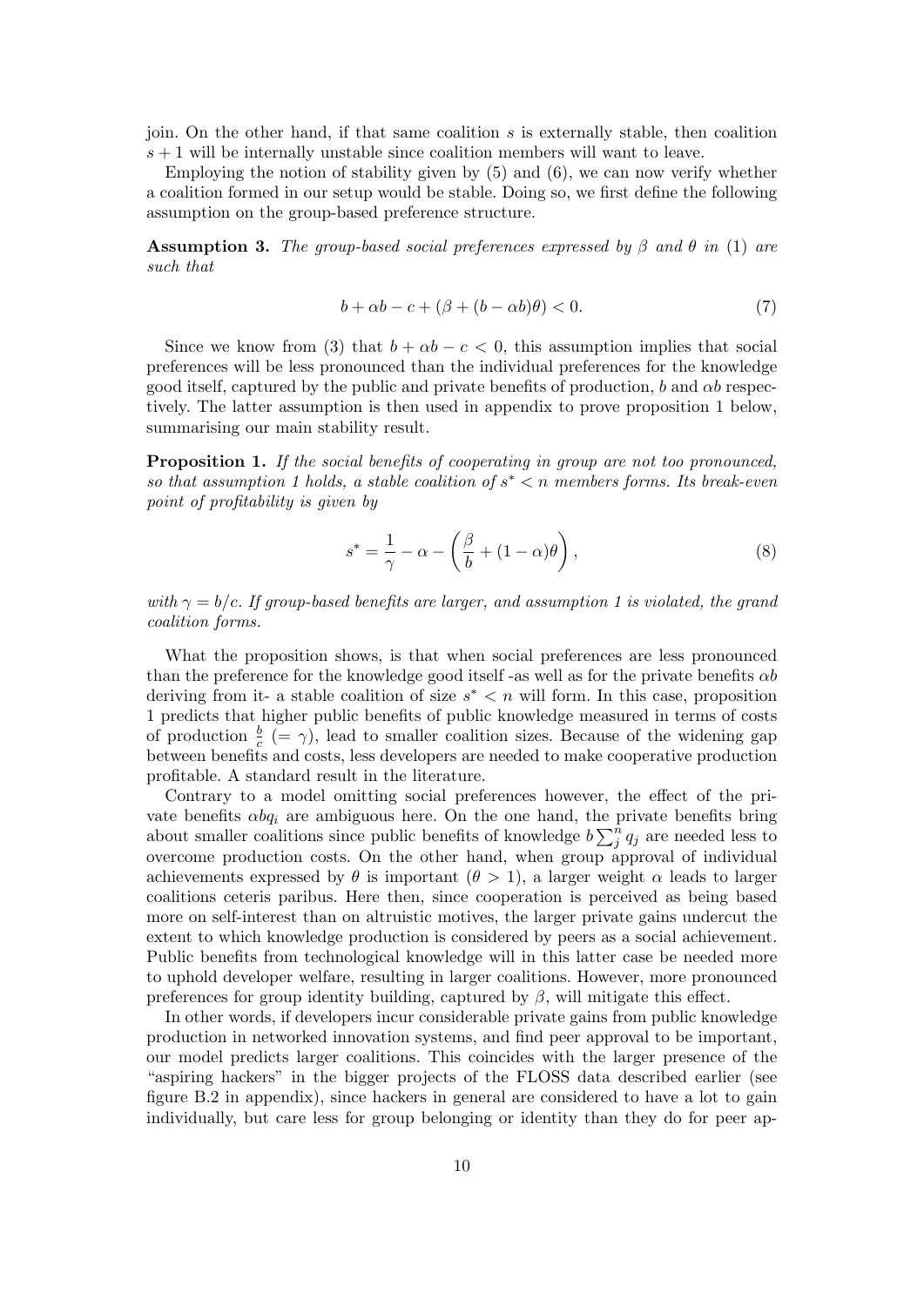join. On the other hand, if that same coalition $s$ is externally stable, then coalition $s+1$ will be internally unstable since coalition members will want to leave.

Employing the notion of stability given by (5) and (6), we can now verify whether a coalition formed in our setup would be stable. Doing so, we first define the following assumption on the group-based preference structure.

**Assumption 3.** *The group-based social preferences expressed by $\beta$ and $\theta$ in (1) are such that*

$$b + \alpha b - c + (\beta + (b - \alpha b)\theta) < 0. \tag{7}$$

Since we know from (3) that $b + \alpha b - c < 0$, this assumption implies that social preferences will be less pronounced than the individual preferences for the knowledge good itself, captured by the public and private benefits of production, $b$ and $\alpha b$ respectively. The latter assumption is then used in appendix to prove proposition 1 below, summarising our main stability result.

**Proposition 1.** *If the social benefits of cooperating in group are not too pronounced, so that assumption 1 holds, a stable coalition of $s^* < n$ members forms. Its break-even point of profitability is given by*

$$s^* = \frac{1}{\gamma} - \alpha - \left(\frac{\beta}{b} + (1-\alpha)\theta\right), \tag{8}$$

*with $\gamma = b/c$. If group-based benefits are larger, and assumption 1 is violated, the grand coalition forms.*

What the proposition shows, is that when social preferences are less pronounced than the preference for the knowledge good itself -as well as for the private benefits $\alpha b$ deriving from it- a stable coalition of size $s^* < n$ will form. In this case, proposition 1 predicts that higher public benefits of public knowledge measured in terms of costs of production $\frac{b}{c}$ $(= \gamma)$, lead to smaller coalition sizes. Because of the widening gap between benefits and costs, less developers are needed to make cooperative production profitable. A standard result in the literature.

Contrary to a model omitting social preferences however, the effect of the private benefits $\alpha b q_i$ are ambiguous here. On the one hand, the private benefits bring about smaller coalitions since public benefits of knowledge $b\sum_j^n q_j$ are needed less to overcome production costs. On the other hand, when group approval of individual achievements expressed by $\theta$ is important $(\theta > 1)$, a larger weight $\alpha$ leads to larger coalitions ceteris paribus. Here then, since cooperation is perceived as being based more on self-interest than on altruistic motives, the larger private gains undercut the extent to which knowledge production is considered by peers as a social achievement. Public benefits from technological knowledge will in this latter case be needed more to uphold developer welfare, resulting in larger coalitions. However, more pronounced preferences for group identity building, captured by $\beta$, will mitigate this effect.

In other words, if developers incur considerable private gains from public knowledge production in networked innovation systems, and find peer approval to be important, our model predicts larger coalitions. This coincides with the larger presence of the "aspiring hackers" in the bigger projects of the FLOSS data described earlier (see figure B.2 in appendix), since hackers in general are considered to have a lot to gain individually, but care less for group belonging or identity than they do for peer ap-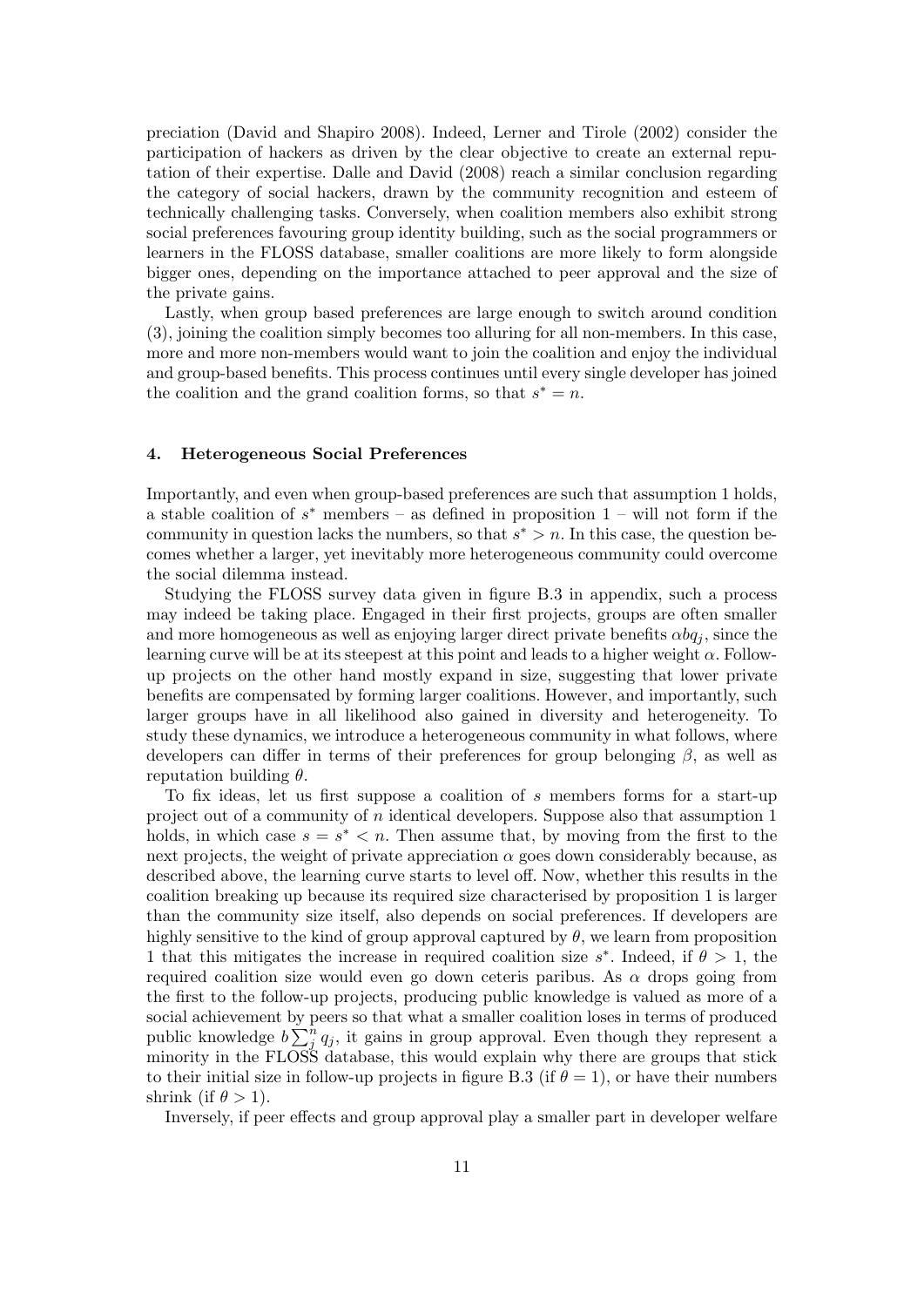preciation (David and Shapiro 2008). Indeed, Lerner and Tirole (2002) consider the participation of hackers as driven by the clear objective to create an external reputation of their expertise. Dalle and David (2008) reach a similar conclusion regarding the category of social hackers, drawn by the community recognition and esteem of technically challenging tasks. Conversely, when coalition members also exhibit strong social preferences favouring group identity building, such as the social programmers or learners in the FLOSS database, smaller coalitions are more likely to form alongside bigger ones, depending on the importance attached to peer approval and the size of the private gains.

Lastly, when group based preferences are large enough to switch around condition (3), joining the coalition simply becomes too alluring for all non-members. In this case, more and more non-members would want to join the coalition and enjoy the individual and group-based benefits. This process continues until every single developer has joined the coalition and the grand coalition forms, so that $s^* = n$.

### 4. Heterogeneous Social Preferences

Importantly, and even when group-based preferences are such that assumption 1 holds, a stable coalition of $s^*$ members – as defined in proposition 1 – will not form if the community in question lacks the numbers, so that $s^* > n$. In this case, the question becomes whether a larger, yet inevitably more heterogeneous community could overcome the social dilemma instead.

Studying the FLOSS survey data given in figure B.3 in appendix, such a process may indeed be taking place. Engaged in their first projects, groups are often smaller and more homogeneous as well as enjoying larger direct private benefits $\alpha b q_j$, since the learning curve will be at its steepest at this point and leads to a higher weight $\alpha$. Follow-up projects on the other hand mostly expand in size, suggesting that lower private benefits are compensated by forming larger coalitions. However, and importantly, such larger groups have in all likelihood also gained in diversity and heterogeneity. To study these dynamics, we introduce a heterogeneous community in what follows, where developers can differ in terms of their preferences for group belonging $\beta$, as well as reputation building $\theta$.

To fix ideas, let us first suppose a coalition of $s$ members forms for a start-up project out of a community of $n$ identical developers. Suppose also that assumption 1 holds, in which case $s = s^* < n$. Then assume that, by moving from the first to the next projects, the weight of private appreciation $\alpha$ goes down considerably because, as described above, the learning curve starts to level off. Now, whether this results in the coalition breaking up because its required size characterised by proposition 1 is larger than the community size itself, also depends on social preferences. If developers are highly sensitive to the kind of group approval captured by $\theta$, we learn from proposition 1 that this mitigates the increase in required coalition size $s^*$. Indeed, if $\theta > 1$, the required coalition size would even go down ceteris paribus. As $\alpha$ drops going from the first to the follow-up projects, producing public knowledge is valued as more of a social achievement by peers so that what a smaller coalition loses in terms of produced public knowledge $b \sum_j^n q_j$, it gains in group approval. Even though they represent a minority in the FLOSS database, this would explain why there are groups that stick to their initial size in follow-up projects in figure B.3 (if $\theta = 1$), or have their numbers shrink (if $\theta > 1$).

Inversely, if peer effects and group approval play a smaller part in developer welfare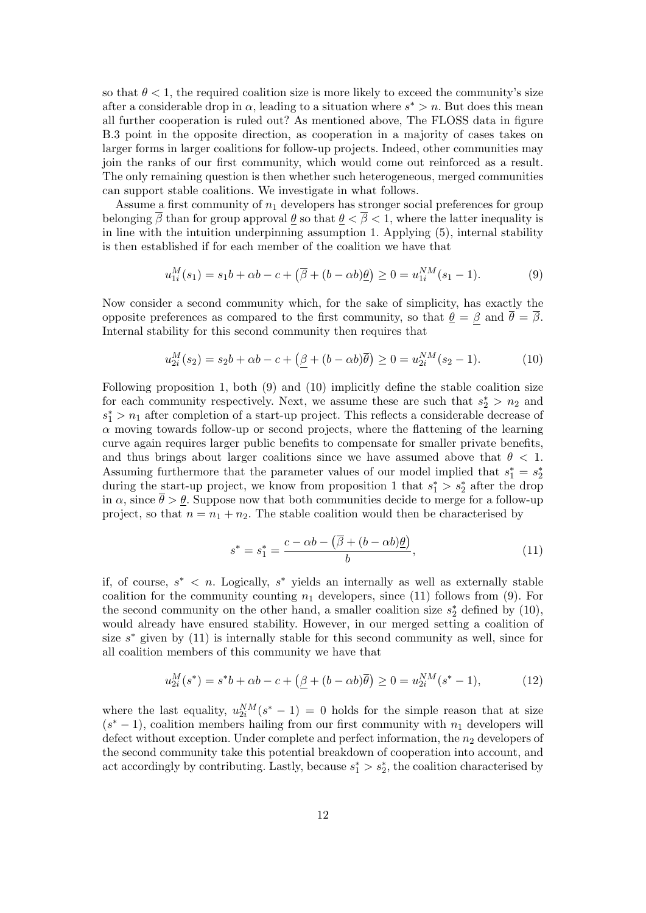so that $\theta < 1$, the required coalition size is more likely to exceed the community's size after a considerable drop in $\alpha$, leading to a situation where $s^* > n$. But does this mean all further cooperation is ruled out? As mentioned above, The FLOSS data in figure B.3 point in the opposite direction, as cooperation in a majority of cases takes on larger forms in larger coalitions for follow-up projects. Indeed, other communities may join the ranks of our first community, which would come out reinforced as a result. The only remaining question is then whether such heterogeneous, merged communities can support stable coalitions. We investigate in what follows.

Assume a first community of $n_1$ developers has stronger social preferences for group belonging $\overline{\beta}$ than for group approval $\underline{\theta}$ so that $\underline{\theta} < \overline{\beta} < 1$, where the latter inequality is in line with the intuition underpinning assumption 1. Applying (5), internal stability is then established if for each member of the coalition we have that

$$u_{1i}^M(s_1) = s_1 b + \alpha b - c + \left(\overline{\beta} + (b - \alpha b)\underline{\theta}\right) \geq 0 = u_{1i}^{NM}(s_1 - 1). \tag{9}$$

Now consider a second community which, for the sake of simplicity, has exactly the opposite preferences as compared to the first community, so that $\underline{\theta} = \underline{\beta}$ and $\overline{\theta} = \overline{\beta}$. Internal stability for this second community then requires that

$$u_{2i}^M(s_2) = s_2 b + \alpha b - c + \left(\underline{\beta} + (b - \alpha b)\overline{\theta}\right) \geq 0 = u_{2i}^{NM}(s_2 - 1). \tag{10}$$

Following proposition 1, both (9) and (10) implicitly define the stable coalition size for each community respectively. Next, we assume these are such that $s_2^* > n_2$ and $s_1^* > n_1$ after completion of a start-up project. This reflects a considerable decrease of $\alpha$ moving towards follow-up or second projects, where the flattening of the learning curve again requires larger public benefits to compensate for smaller private benefits, and thus brings about larger coalitions since we have assumed above that $\theta < 1$. Assuming furthermore that the parameter values of our model implied that $s_1^* = s_2^*$ during the start-up project, we know from proposition 1 that $s_1^* > s_2^*$ after the drop in $\alpha$, since $\overline{\theta} > \underline{\theta}$. Suppose now that both communities decide to merge for a follow-up project, so that $n = n_1 + n_2$. The stable coalition would then be characterised by

$$s^* = s_1^* = \frac{c - \alpha b - \left(\overline{\beta} + (b - \alpha b)\underline{\theta}\right)}{b}, \tag{11}$$

if, of course, $s^* < n$. Logically, $s^*$ yields an internally as well as externally stable coalition for the community counting $n_1$ developers, since (11) follows from (9). For the second community on the other hand, a smaller coalition size $s_2^*$ defined by (10), would already have ensured stability. However, in our merged setting a coalition of size $s^*$ given by (11) is internally stable for this second community as well, since for all coalition members of this community we have that

$$u_{2i}^M(s^*) = s^* b + \alpha b - c + \left(\underline{\beta} + (b - \alpha b)\overline{\theta}\right) \geq 0 = u_{2i}^{NM}(s^* - 1), \tag{12}$$

where the last equality, $u_{2i}^{NM}(s^* - 1) = 0$ holds for the simple reason that at size $(s^* - 1)$, coalition members hailing from our first community with $n_1$ developers will defect without exception. Under complete and perfect information, the $n_2$ developers of the second community take this potential breakdown of cooperation into account, and act accordingly by contributing. Lastly, because $s_1^* > s_2^*$, the coalition characterised by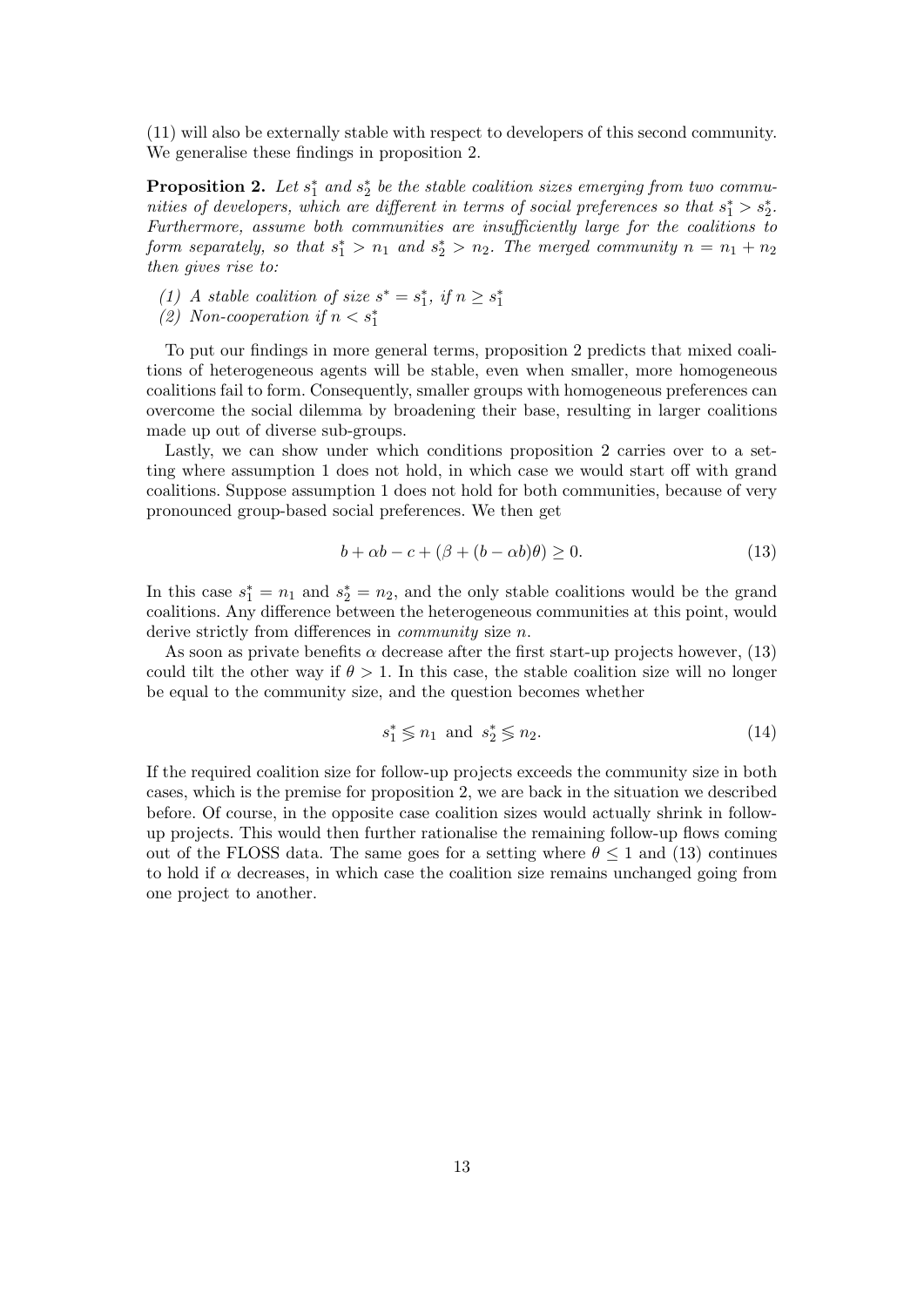(11) will also be externally stable with respect to developers of this second community. We generalise these findings in proposition 2.

**Proposition 2.** *Let $s_1^*$ and $s_2^*$ be the stable coalition sizes emerging from two communities of developers, which are different in terms of social preferences so that $s_1^* > s_2^*$. Furthermore, assume both communities are insufficiently large for the coalitions to form separately, so that $s_1^* > n_1$ and $s_2^* > n_2$. The merged community $n = n_1 + n_2$ then gives rise to:*

*(1) A stable coalition of size $s^* = s_1^*$, if $n \geq s_1^*$*
*(2) Non-cooperation if $n < s_1^*$*

To put our findings in more general terms, proposition 2 predicts that mixed coalitions of heterogeneous agents will be stable, even when smaller, more homogeneous coalitions fail to form. Consequently, smaller groups with homogeneous preferences can overcome the social dilemma by broadening their base, resulting in larger coalitions made up out of diverse sub-groups.

Lastly, we can show under which conditions proposition 2 carries over to a setting where assumption 1 does not hold, in which case we would start off with grand coalitions. Suppose assumption 1 does not hold for both communities, because of very pronounced group-based social preferences. We then get

$$b + \alpha b - c + (\beta + (b - \alpha b)\theta) \geq 0. \tag{13}$$

In this case $s_1^* = n_1$ and $s_2^* = n_2$, and the only stable coalitions would be the grand coalitions. Any difference between the heterogeneous communities at this point, would derive strictly from differences in *community* size $n$.

As soon as private benefits $\alpha$ decrease after the first start-up projects however, (13) could tilt the other way if $\theta > 1$. In this case, the stable coalition size will no longer be equal to the community size, and the question becomes whether

$$s_1^* \lesseqgtr n_1 \text{ and } s_2^* \lesseqgtr n_2. \tag{14}$$

If the required coalition size for follow-up projects exceeds the community size in both cases, which is the premise for proposition 2, we are back in the situation we described before. Of course, in the opposite case coalition sizes would actually shrink in follow-up projects. This would then further rationalise the remaining follow-up flows coming out of the FLOSS data. The same goes for a setting where $\theta \leq 1$ and (13) continues to hold if $\alpha$ decreases, in which case the coalition size remains unchanged going from one project to another.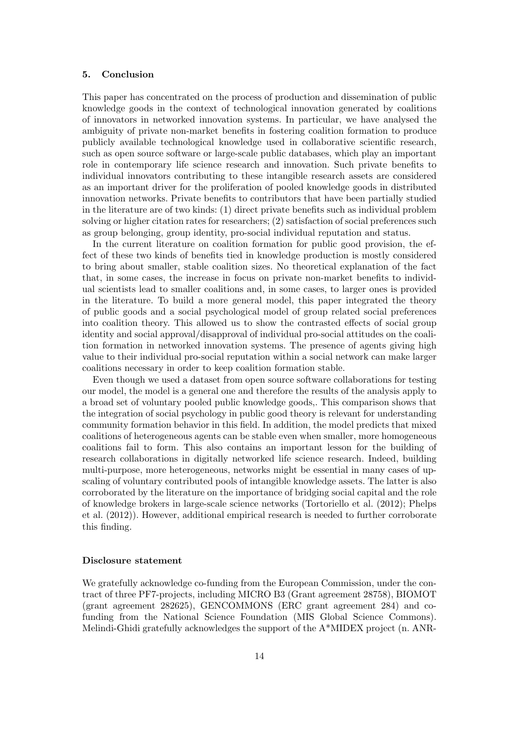## 5. Conclusion

This paper has concentrated on the process of production and dissemination of public knowledge goods in the context of technological innovation generated by coalitions of innovators in networked innovation systems. In particular, we have analysed the ambiguity of private non-market benefits in fostering coalition formation to produce publicly available technological knowledge used in collaborative scientific research, such as open source software or large-scale public databases, which play an important role in contemporary life science research and innovation. Such private benefits to individual innovators contributing to these intangible research assets are considered as an important driver for the proliferation of pooled knowledge goods in distributed innovation networks. Private benefits to contributors that have been partially studied in the literature are of two kinds: (1) direct private benefits such as individual problem solving or higher citation rates for researchers; (2) satisfaction of social preferences such as group belonging, group identity, pro-social individual reputation and status.

In the current literature on coalition formation for public good provision, the effect of these two kinds of benefits tied in knowledge production is mostly considered to bring about smaller, stable coalition sizes. No theoretical explanation of the fact that, in some cases, the increase in focus on private non-market benefits to individual scientists lead to smaller coalitions and, in some cases, to larger ones is provided in the literature. To build a more general model, this paper integrated the theory of public goods and a social psychological model of group related social preferences into coalition theory. This allowed us to show the contrasted effects of social group identity and social approval/disapproval of individual pro-social attitudes on the coalition formation in networked innovation systems. The presence of agents giving high value to their individual pro-social reputation within a social network can make larger coalitions necessary in order to keep coalition formation stable.

Even though we used a dataset from open source software collaborations for testing our model, the model is a general one and therefore the results of the analysis apply to a broad set of voluntary pooled public knowledge goods,. This comparison shows that the integration of social psychology in public good theory is relevant for understanding community formation behavior in this field. In addition, the model predicts that mixed coalitions of heterogeneous agents can be stable even when smaller, more homogeneous coalitions fail to form. This also contains an important lesson for the building of research collaborations in digitally networked life science research. Indeed, building multi-purpose, more heterogeneous, networks might be essential in many cases of upscaling of voluntary contributed pools of intangible knowledge assets. The latter is also corroborated by the literature on the importance of bridging social capital and the role of knowledge brokers in large-scale science networks (Tortoriello et al. (2012); Phelps et al. (2012)). However, additional empirical research is needed to further corroborate this finding.

### Disclosure statement

We gratefully acknowledge co-funding from the European Commission, under the contract of three PF7-projects, including MICRO B3 (Grant agreement 28758), BIOMOT (grant agreement 282625), GENCOMMONS (ERC grant agreement 284) and co-funding from the National Science Foundation (MIS Global Science Commons). Melindi-Ghidi gratefully acknowledges the support of the A*MIDEX project (n. ANR-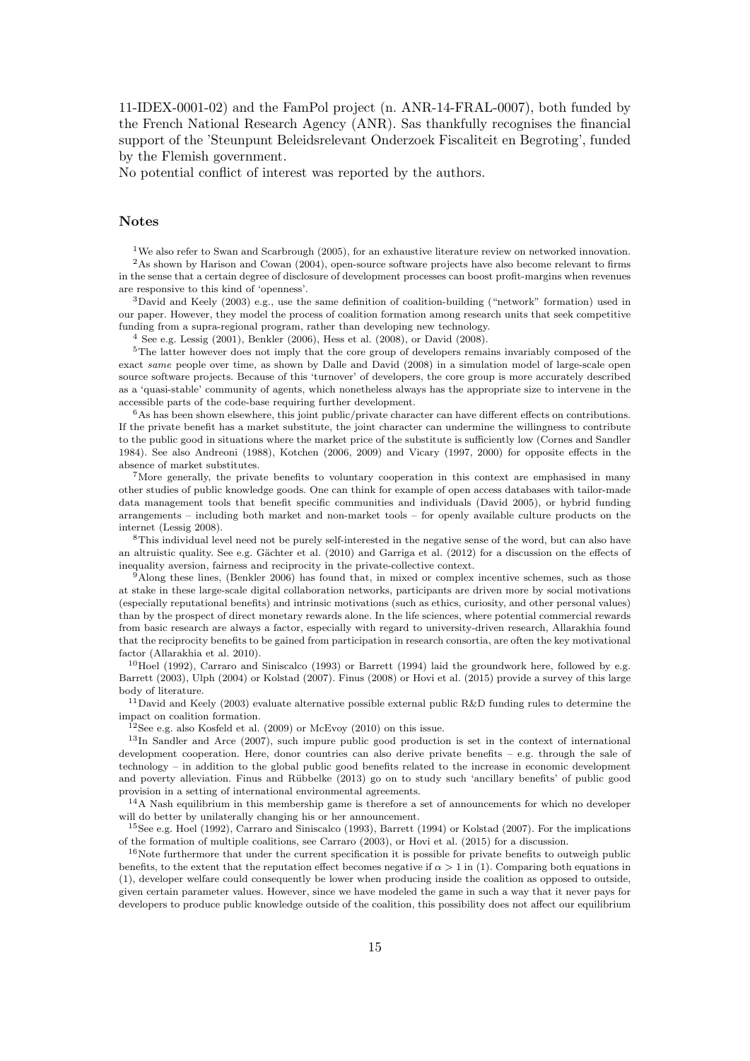11-IDEX-0001-02) and the FamPol project (n. ANR-14-FRAL-0007), both funded by the French National Research Agency (ANR). Sas thankfully recognises the financial support of the 'Steunpunt Beleidsrelevant Onderzoek Fiscaliteit en Begroting', funded by the Flemish government.
No potential conflict of interest was reported by the authors.

## Notes

[1] We also refer to Swan and Scarbrough (2005), for an exhaustive literature review on networked innovation.

[2] As shown by Harison and Cowan (2004), open-source software projects have also become relevant to firms in the sense that a certain degree of disclosure of development processes can boost profit-margins when revenues are responsive to this kind of 'openness'.

[3] David and Keely (2003) e.g., use the same definition of coalition-building ("network" formation) used in our paper. However, they model the process of coalition formation among research units that seek competitive funding from a supra-regional program, rather than developing new technology.

[4] See e.g. Lessig (2001), Benkler (2006), Hess et al. (2008), or David (2008).

[5] The latter however does not imply that the core group of developers remains invariably composed of the exact *same* people over time, as shown by Dalle and David (2008) in a simulation model of large-scale open source software projects. Because of this 'turnover' of developers, the core group is more accurately described as a 'quasi-stable' community of agents, which nonetheless always has the appropriate size to intervene in the accessible parts of the code-base requiring further development.

[6] As has been shown elsewhere, this joint public/private character can have different effects on contributions. If the private benefit has a market substitute, the joint character can undermine the willingness to contribute to the public good in situations where the market price of the substitute is sufficiently low (Cornes and Sandler 1984). See also Andreoni (1988), Kotchen (2006, 2009) and Vicary (1997, 2000) for opposite effects in the absence of market substitutes.

[7] More generally, the private benefits to voluntary cooperation in this context are emphasised in many other studies of public knowledge goods. One can think for example of open access databases with tailor-made data management tools that benefit specific communities and individuals (David 2005), or hybrid funding arrangements – including both market and non-market tools – for openly available culture products on the internet (Lessig 2008).

[8] This individual level need not be purely self-interested in the negative sense of the word, but can also have an altruistic quality. See e.g. Gächter et al. (2010) and Garriga et al. (2012) for a discussion on the effects of inequality aversion, fairness and reciprocity in the private-collective context.

[9] Along these lines, (Benkler 2006) has found that, in mixed or complex incentive schemes, such as those at stake in these large-scale digital collaboration networks, participants are driven more by social motivations (especially reputational benefits) and intrinsic motivations (such as ethics, curiosity, and other personal values) than by the prospect of direct monetary rewards alone. In the life sciences, where potential commercial rewards from basic research are always a factor, especially with regard to university-driven research, Allarakhia found that the reciprocity benefits to be gained from participation in research consortia, are often the key motivational factor (Allarakhia et al. 2010).

[10] Hoel (1992), Carraro and Siniscalco (1993) or Barrett (1994) laid the groundwork here, followed by e.g. Barrett (2003), Ulph (2004) or Kolstad (2007). Finus (2008) or Hovi et al. (2015) provide a survey of this large body of literature.

[11] David and Keely (2003) evaluate alternative possible external public R&D funding rules to determine the impact on coalition formation.

[12] See e.g. also Kosfeld et al. (2009) or McEvoy (2010) on this issue.

[13] In Sandler and Arce (2007), such impure public good production is set in the context of international development cooperation. Here, donor countries can also derive private benefits – e.g. through the sale of technology – in addition to the global public good benefits related to the increase in economic development and poverty alleviation. Finus and Rübbelke (2013) go on to study such 'ancillary benefits' of public good provision in a setting of international environmental agreements.

[14] A Nash equilibrium in this membership game is therefore a set of announcements for which no developer will do better by unilaterally changing his or her announcement.

[15] See e.g. Hoel (1992), Carraro and Siniscalco (1993), Barrett (1994) or Kolstad (2007). For the implications of the formation of multiple coalitions, see Carraro (2003), or Hovi et al. (2015) for a discussion.

[16] Note furthermore that under the current specification it is possible for private benefits to outweigh public benefits, to the extent that the reputation effect becomes negative if $\alpha > 1$ in (1). Comparing both equations in (1), developer welfare could consequently be lower when producing inside the coalition as opposed to outside, given certain parameter values. However, since we have modeled the game in such a way that it never pays for developers to produce public knowledge outside of the coalition, this possibility does not affect our equilibrium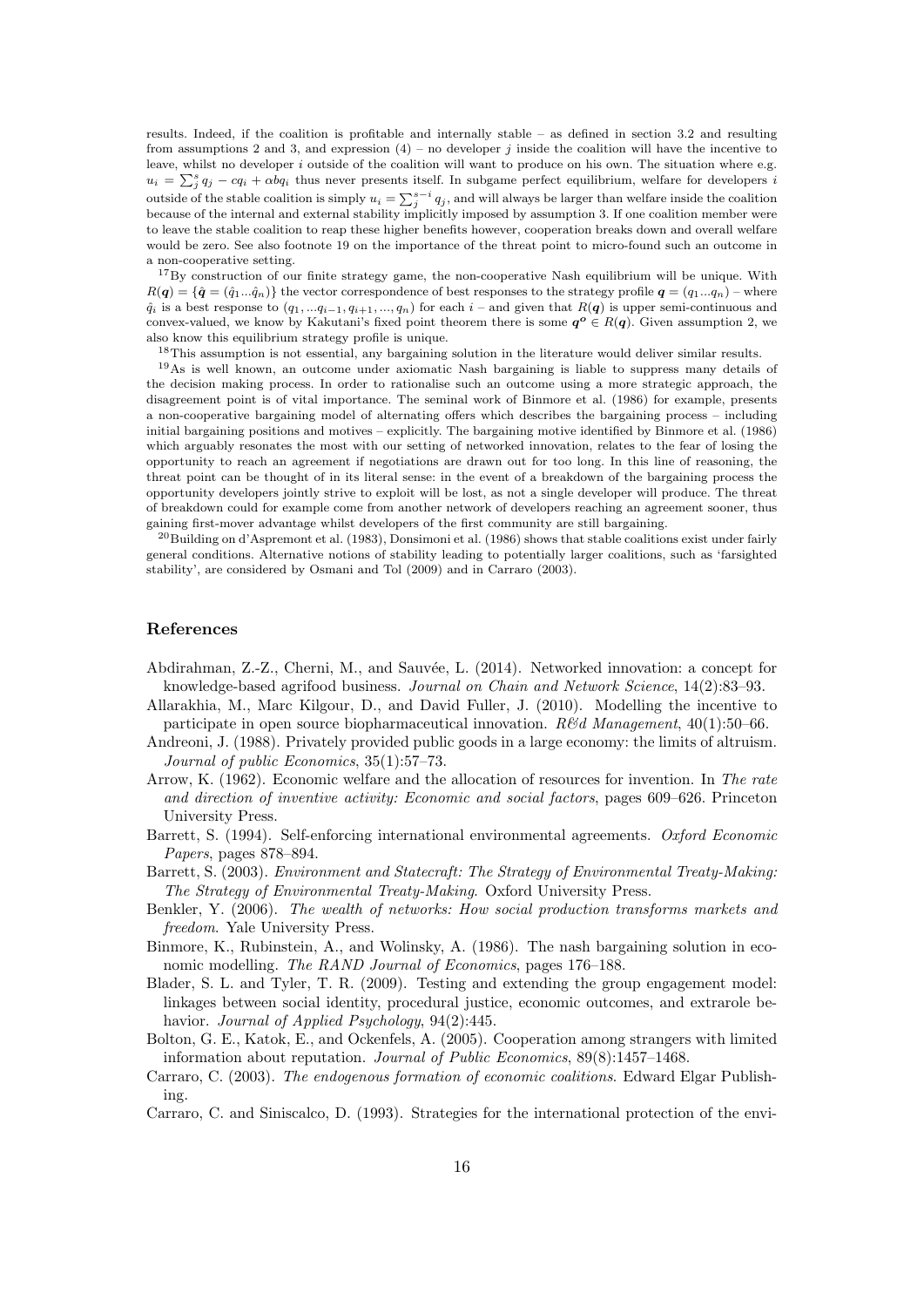results. Indeed, if the coalition is profitable and internally stable – as defined in section 3.2 and resulting from assumptions 2 and 3, and expression (4) – no developer $j$ inside the coalition will have the incentive to leave, whilst no developer $i$ outside of the coalition will want to produce on his own. The situation where e.g. $u_i = \sum_j^s q_j - cq_i + \alpha b q_i$ thus never presents itself. In subgame perfect equilibrium, welfare for developers $i$ outside of the stable coalition is simply $u_i = \sum_j^{s-i} q_j$, and will always be larger than welfare inside the coalition because of the internal and external stability implicitly imposed by assumption 3. If one coalition member were to leave the stable coalition to reap these higher benefits however, cooperation breaks down and overall welfare would be zero. See also footnote 19 on the importance of the threat point to micro-found such an outcome in a non-cooperative setting.

[17] By construction of our finite strategy game, the non-cooperative Nash equilibrium will be unique. With $R(\boldsymbol{q}) = \{\hat{\boldsymbol{q}} = (\hat{q}_1 ... \hat{q}_n)\}$ the vector correspondence of best responses to the strategy profile $\boldsymbol{q} = (q_1 ... q_n)$ – where $\hat{q}_i$ is a best response to $(q_1, ... q_{i-1}, q_{i+1}, ..., q_n)$ for each $i$ – and given that $R(\boldsymbol{q})$ is upper semi-continuous and convex-valued, we know by Kakutani's fixed point theorem there is some $\boldsymbol{q^o} \in R(\boldsymbol{q})$. Given assumption 2, we also know this equilibrium strategy profile is unique.

[18] This assumption is not essential, any bargaining solution in the literature would deliver similar results.

[19] As is well known, an outcome under axiomatic Nash bargaining is liable to suppress many details of the decision making process. In order to rationalise such an outcome using a more strategic approach, the disagreement point is of vital importance. The seminal work of Binmore et al. (1986) for example, presents a non-cooperative bargaining model of alternating offers which describes the bargaining process – including initial bargaining positions and motives – explicitly. The bargaining motive identified by Binmore et al. (1986) which arguably resonates the most with our setting of networked innovation, relates to the fear of losing the opportunity to reach an agreement if negotiations are drawn out for too long. In this line of reasoning, the threat point can be thought of in its literal sense: in the event of a breakdown of the bargaining process the opportunity developers jointly strive to exploit will be lost, as not a single developer will produce. The threat of breakdown could for example come from another network of developers reaching an agreement sooner, thus gaining first-mover advantage whilst developers of the first community are still bargaining.

[20] Building on d'Aspremont et al. (1983), Donsimoni et al. (1986) shows that stable coalitions exist under fairly general conditions. Alternative notions of stability leading to potentially larger coalitions, such as 'farsighted stability', are considered by Osmani and Tol (2009) and in Carraro (2003).

## References

Abdirahman, Z.-Z., Cherni, M., and Sauvée, L. (2014). Networked innovation: a concept for knowledge-based agrifood business. *Journal on Chain and Network Science*, 14(2):83–93.

Allarakhia, M., Marc Kilgour, D., and David Fuller, J. (2010). Modelling the incentive to participate in open source biopharmaceutical innovation. *R&d Management*, 40(1):50–66.

Andreoni, J. (1988). Privately provided public goods in a large economy: the limits of altruism. *Journal of public Economics*, 35(1):57–73.

Arrow, K. (1962). Economic welfare and the allocation of resources for invention. In *The rate and direction of inventive activity: Economic and social factors*, pages 609–626. Princeton University Press.

Barrett, S. (1994). Self-enforcing international environmental agreements. *Oxford Economic Papers*, pages 878–894.

Barrett, S. (2003). *Environment and Statecraft: The Strategy of Environmental Treaty-Making: The Strategy of Environmental Treaty-Making*. Oxford University Press.

Benkler, Y. (2006). *The wealth of networks: How social production transforms markets and freedom*. Yale University Press.

Binmore, K., Rubinstein, A., and Wolinsky, A. (1986). The nash bargaining solution in economic modelling. *The RAND Journal of Economics*, pages 176–188.

Blader, S. L. and Tyler, T. R. (2009). Testing and extending the group engagement model: linkages between social identity, procedural justice, economic outcomes, and extrarole behavior. *Journal of Applied Psychology*, 94(2):445.

Bolton, G. E., Katok, E., and Ockenfels, A. (2005). Cooperation among strangers with limited information about reputation. *Journal of Public Economics*, 89(8):1457–1468.

Carraro, C. (2003). *The endogenous formation of economic coalitions*. Edward Elgar Publishing.

Carraro, C. and Siniscalco, D. (1993). Strategies for the international protection of the envi-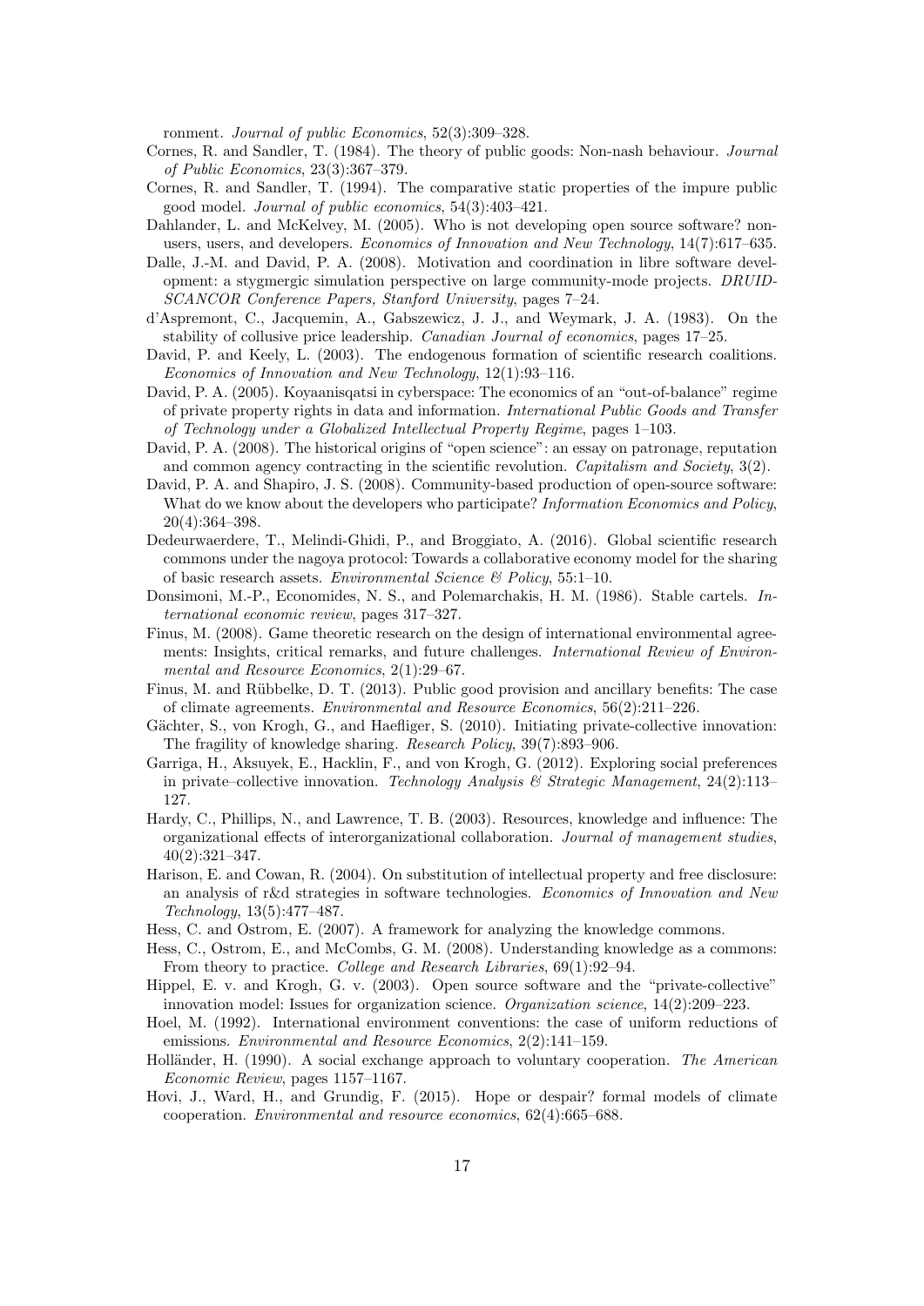ronment. *Journal of public Economics*, 52(3):309–328.

Cornes, R. and Sandler, T. (1984). The theory of public goods: Non-nash behaviour. *Journal of Public Economics*, 23(3):367–379.

Cornes, R. and Sandler, T. (1994). The comparative static properties of the impure public good model. *Journal of public economics*, 54(3):403–421.

Dahlander, L. and McKelvey, M. (2005). Who is not developing open source software? non-users, users, and developers. *Economics of Innovation and New Technology*, 14(7):617–635.

Dalle, J.-M. and David, P. A. (2008). Motivation and coordination in libre software development: a stygmergic simulation perspective on large community-mode projects. *DRUID-SCANCOR Conference Papers, Stanford University*, pages 7–24.

d'Aspremont, C., Jacquemin, A., Gabszewicz, J. J., and Weymark, J. A. (1983). On the stability of collusive price leadership. *Canadian Journal of economics*, pages 17–25.

David, P. and Keely, L. (2003). The endogenous formation of scientific research coalitions. *Economics of Innovation and New Technology*, 12(1):93–116.

David, P. A. (2005). Koyaanisqatsi in cyberspace: The economics of an "out-of-balance" regime of private property rights in data and information. *International Public Goods and Transfer of Technology under a Globalized Intellectual Property Regime*, pages 1–103.

David, P. A. (2008). The historical origins of "open science": an essay on patronage, reputation and common agency contracting in the scientific revolution. *Capitalism and Society*, 3(2).

David, P. A. and Shapiro, J. S. (2008). Community-based production of open-source software: What do we know about the developers who participate? *Information Economics and Policy*, 20(4):364–398.

Dedeurwaerdere, T., Melindi-Ghidi, P., and Broggiato, A. (2016). Global scientific research commons under the nagoya protocol: Towards a collaborative economy model for the sharing of basic research assets. *Environmental Science & Policy*, 55:1–10.

Donsimoni, M.-P., Economides, N. S., and Polemarchakis, H. M. (1986). Stable cartels. *International economic review*, pages 317–327.

Finus, M. (2008). Game theoretic research on the design of international environmental agreements: Insights, critical remarks, and future challenges. *International Review of Environmental and Resource Economics*, 2(1):29–67.

Finus, M. and Rübbelke, D. T. (2013). Public good provision and ancillary benefits: The case of climate agreements. *Environmental and Resource Economics*, 56(2):211–226.

Gächter, S., von Krogh, G., and Haefliger, S. (2010). Initiating private-collective innovation: The fragility of knowledge sharing. *Research Policy*, 39(7):893–906.

Garriga, H., Aksuyek, E., Hacklin, F., and von Krogh, G. (2012). Exploring social preferences in private–collective innovation. *Technology Analysis & Strategic Management*, 24(2):113–127.

Hardy, C., Phillips, N., and Lawrence, T. B. (2003). Resources, knowledge and influence: The organizational effects of interorganizational collaboration. *Journal of management studies*, 40(2):321–347.

Harison, E. and Cowan, R. (2004). On substitution of intellectual property and free disclosure: an analysis of r&d strategies in software technologies. *Economics of Innovation and New Technology*, 13(5):477–487.

Hess, C. and Ostrom, E. (2007). A framework for analyzing the knowledge commons.

Hess, C., Ostrom, E., and McCombs, G. M. (2008). Understanding knowledge as a commons: From theory to practice. *College and Research Libraries*, 69(1):92–94.

Hippel, E. v. and Krogh, G. v. (2003). Open source software and the "private-collective" innovation model: Issues for organization science. *Organization science*, 14(2):209–223.

Hoel, M. (1992). International environment conventions: the case of uniform reductions of emissions. *Environmental and Resource Economics*, 2(2):141–159.

Holländer, H. (1990). A social exchange approach to voluntary cooperation. *The American Economic Review*, pages 1157–1167.

Hovi, J., Ward, H., and Grundig, F. (2015). Hope or despair? formal models of climate cooperation. *Environmental and resource economics*, 62(4):665–688.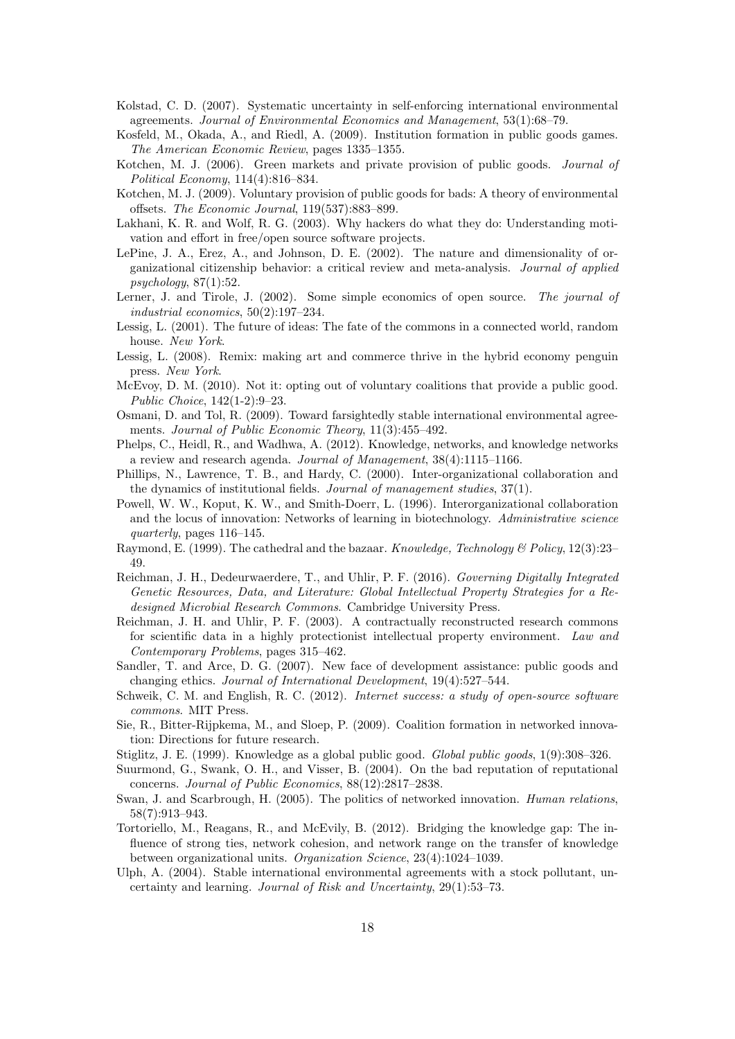Kolstad, C. D. (2007). Systematic uncertainty in self-enforcing international environmental agreements. *Journal of Environmental Economics and Management*, 53(1):68–79.

Kosfeld, M., Okada, A., and Riedl, A. (2009). Institution formation in public goods games. *The American Economic Review*, pages 1335–1355.

Kotchen, M. J. (2006). Green markets and private provision of public goods. *Journal of Political Economy*, 114(4):816–834.

Kotchen, M. J. (2009). Voluntary provision of public goods for bads: A theory of environmental offsets. *The Economic Journal*, 119(537):883–899.

Lakhani, K. R. and Wolf, R. G. (2003). Why hackers do what they do: Understanding motivation and effort in free/open source software projects.

LePine, J. A., Erez, A., and Johnson, D. E. (2002). The nature and dimensionality of organizational citizenship behavior: a critical review and meta-analysis. *Journal of applied psychology*, 87(1):52.

Lerner, J. and Tirole, J. (2002). Some simple economics of open source. *The journal of industrial economics*, 50(2):197–234.

Lessig, L. (2001). The future of ideas: The fate of the commons in a connected world, random house. *New York*.

Lessig, L. (2008). Remix: making art and commerce thrive in the hybrid economy penguin press. *New York*.

McEvoy, D. M. (2010). Not it: opting out of voluntary coalitions that provide a public good. *Public Choice*, 142(1-2):9–23.

Osmani, D. and Tol, R. (2009). Toward farsightedly stable international environmental agreements. *Journal of Public Economic Theory*, 11(3):455–492.

Phelps, C., Heidl, R., and Wadhwa, A. (2012). Knowledge, networks, and knowledge networks a review and research agenda. *Journal of Management*, 38(4):1115–1166.

Phillips, N., Lawrence, T. B., and Hardy, C. (2000). Inter-organizational collaboration and the dynamics of institutional fields. *Journal of management studies*, 37(1).

Powell, W. W., Koput, K. W., and Smith-Doerr, L. (1996). Interorganizational collaboration and the locus of innovation: Networks of learning in biotechnology. *Administrative science quarterly*, pages 116–145.

Raymond, E. (1999). The cathedral and the bazaar. *Knowledge, Technology & Policy*, 12(3):23–49.

Reichman, J. H., Dedeurwaerdere, T., and Uhlir, P. F. (2016). *Governing Digitally Integrated Genetic Resources, Data, and Literature: Global Intellectual Property Strategies for a Redesigned Microbial Research Commons*. Cambridge University Press.

Reichman, J. H. and Uhlir, P. F. (2003). A contractually reconstructed research commons for scientific data in a highly protectionist intellectual property environment. *Law and Contemporary Problems*, pages 315–462.

Sandler, T. and Arce, D. G. (2007). New face of development assistance: public goods and changing ethics. *Journal of International Development*, 19(4):527–544.

Schweik, C. M. and English, R. C. (2012). *Internet success: a study of open-source software commons*. MIT Press.

Sie, R., Bitter-Rijpkema, M., and Sloep, P. (2009). Coalition formation in networked innovation: Directions for future research.

Stiglitz, J. E. (1999). Knowledge as a global public good. *Global public goods*, 1(9):308–326.

Suurmond, G., Swank, O. H., and Visser, B. (2004). On the bad reputation of reputational concerns. *Journal of Public Economics*, 88(12):2817–2838.

Swan, J. and Scarbrough, H. (2005). The politics of networked innovation. *Human relations*, 58(7):913–943.

Tortoriello, M., Reagans, R., and McEvily, B. (2012). Bridging the knowledge gap: The influence of strong ties, network cohesion, and network range on the transfer of knowledge between organizational units. *Organization Science*, 23(4):1024–1039.

Ulph, A. (2004). Stable international environmental agreements with a stock pollutant, uncertainty and learning. *Journal of Risk and Uncertainty*, 29(1):53–73.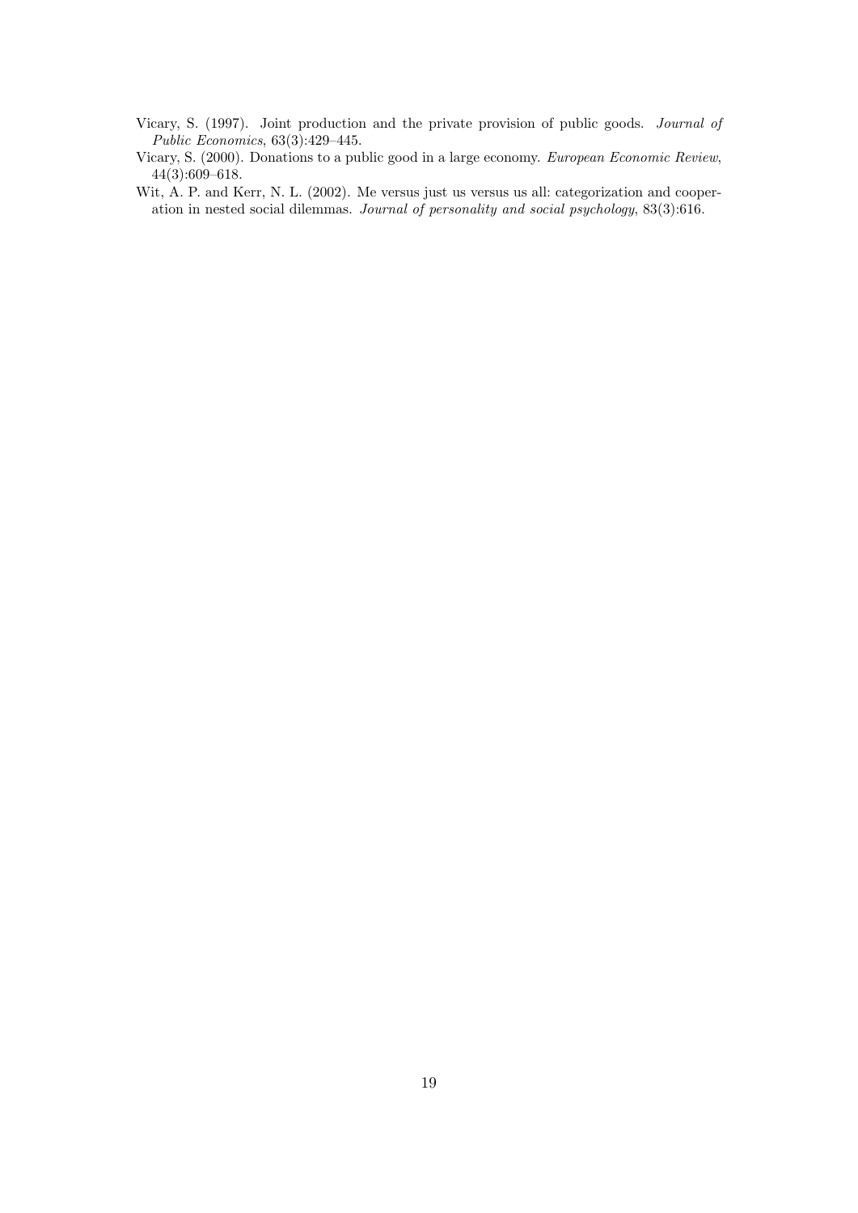Vicary, S. (1997). Joint production and the private provision of public goods. *Journal of Public Economics*, 63(3):429–445.

Vicary, S. (2000). Donations to a public good in a large economy. *European Economic Review*, 44(3):609–618.

Wit, A. P. and Kerr, N. L. (2002). Me versus just us versus us all: categorization and cooperation in nested social dilemmas. *Journal of personality and social psychology*, 83(3):616.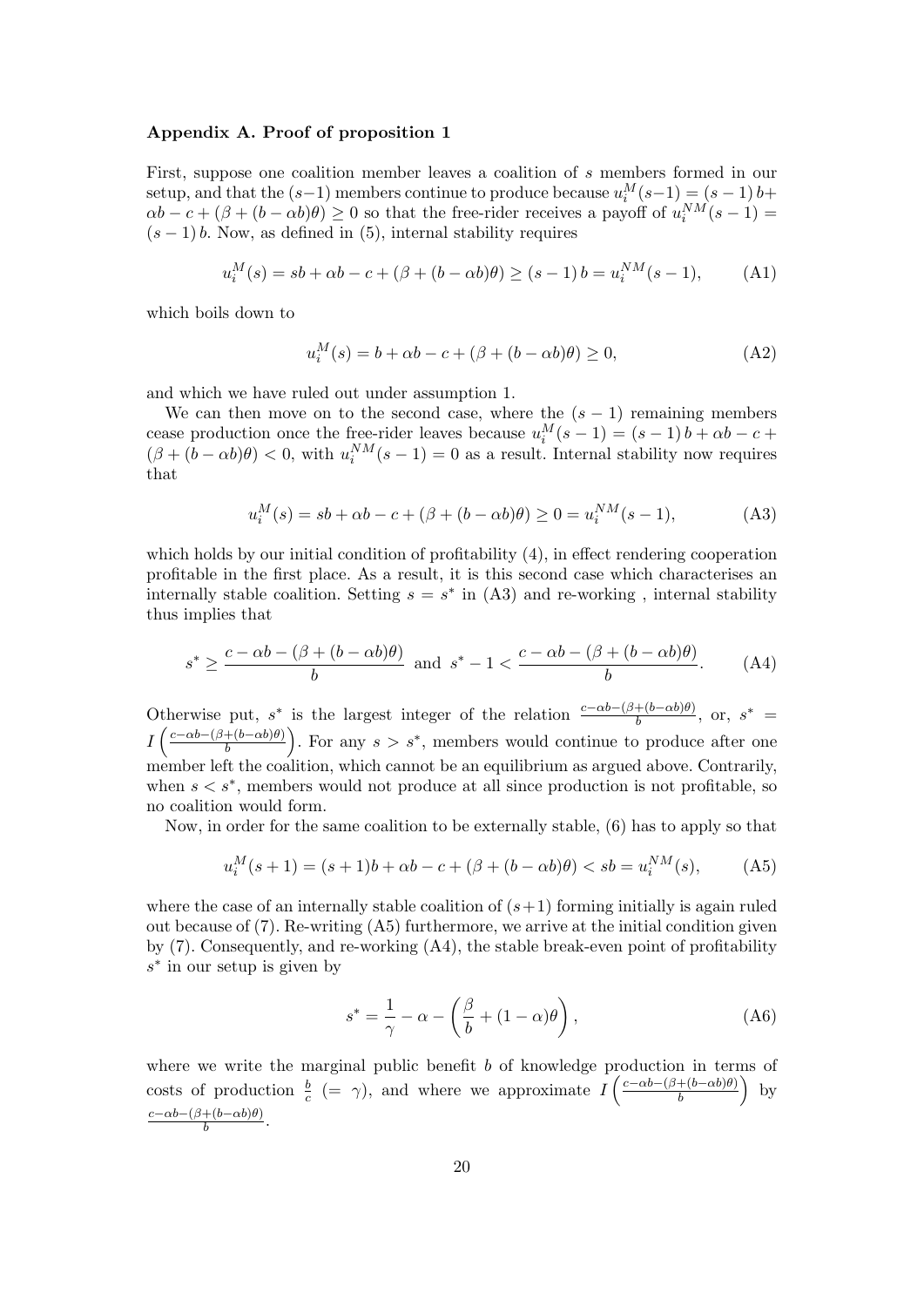### Appendix A. Proof of proposition 1

First, suppose one coalition member leaves a coalition of $s$ members formed in our setup, and that the $(s-1)$ members continue to produce because $u_i^M(s-1) = (s-1)\,b + \alpha b - c + (\beta + (b - \alpha b)\theta) \geq 0$ so that the free-rider receives a payoff of $u_i^{NM}(s-1) = (s-1)\,b$. Now, as defined in (5), internal stability requires

$$u_i^M(s) = sb + \alpha b - c + (\beta + (b - \alpha b)\theta) \geq (s-1)\,b = u_i^{NM}(s-1), \tag{A1}$$

which boils down to

$$u_i^M(s) = b + \alpha b - c + (\beta + (b - \alpha b)\theta) \geq 0, \tag{A2}$$

and which we have ruled out under assumption 1.

We can then move on to the second case, where the $(s-1)$ remaining members cease production once the free-rider leaves because $u_i^M(s-1) = (s-1)\,b + \alpha b - c + (\beta + (b - \alpha b)\theta) < 0$, with $u_i^{NM}(s-1) = 0$ as a result. Internal stability now requires that

$$u_i^M(s) = sb + \alpha b - c + (\beta + (b - \alpha b)\theta) \geq 0 = u_i^{NM}(s-1), \tag{A3}$$

which holds by our initial condition of profitability (4), in effect rendering cooperation profitable in the first place. As a result, it is this second case which characterises an internally stable coalition. Setting $s = s^*$ in (A3) and re-working , internal stability thus implies that

$$s^* \geq \frac{c - \alpha b - (\beta + (b - \alpha b)\theta)}{b} \text{ and } s^* - 1 < \frac{c - \alpha b - (\beta + (b - \alpha b)\theta)}{b}. \tag{A4}$$

Otherwise put, $s^*$ is the largest integer of the relation $\frac{c - \alpha b - (\beta + (b - \alpha b)\theta)}{b}$, or, $s^* = I\left(\frac{c - \alpha b - (\beta + (b - \alpha b)\theta)}{b}\right)$. For any $s > s^*$, members would continue to produce after one member left the coalition, which cannot be an equilibrium as argued above. Contrarily, when $s < s^*$, members would not produce at all since production is not profitable, so no coalition would form.

Now, in order for the same coalition to be externally stable, (6) has to apply so that

$$u_i^M(s+1) = (s+1)b + \alpha b - c + (\beta + (b - \alpha b)\theta) < sb = u_i^{NM}(s), \tag{A5}$$

where the case of an internally stable coalition of $(s+1)$ forming initially is again ruled out because of (7). Re-writing (A5) furthermore, we arrive at the initial condition given by (7). Consequently, and re-working (A4), the stable break-even point of profitability $s^*$ in our setup is given by

$$s^* = \frac{1}{\gamma} - \alpha - \left(\frac{\beta}{b} + (1 - \alpha)\theta\right), \tag{A6}$$

where we write the marginal public benefit $b$ of knowledge production in terms of costs of production $\frac{b}{c}$ $(= \gamma)$, and where we approximate $I\left(\frac{c - \alpha b - (\beta + (b - \alpha b)\theta)}{b}\right)$ by $\frac{c - \alpha b - (\beta + (b - \alpha b)\theta)}{b}$.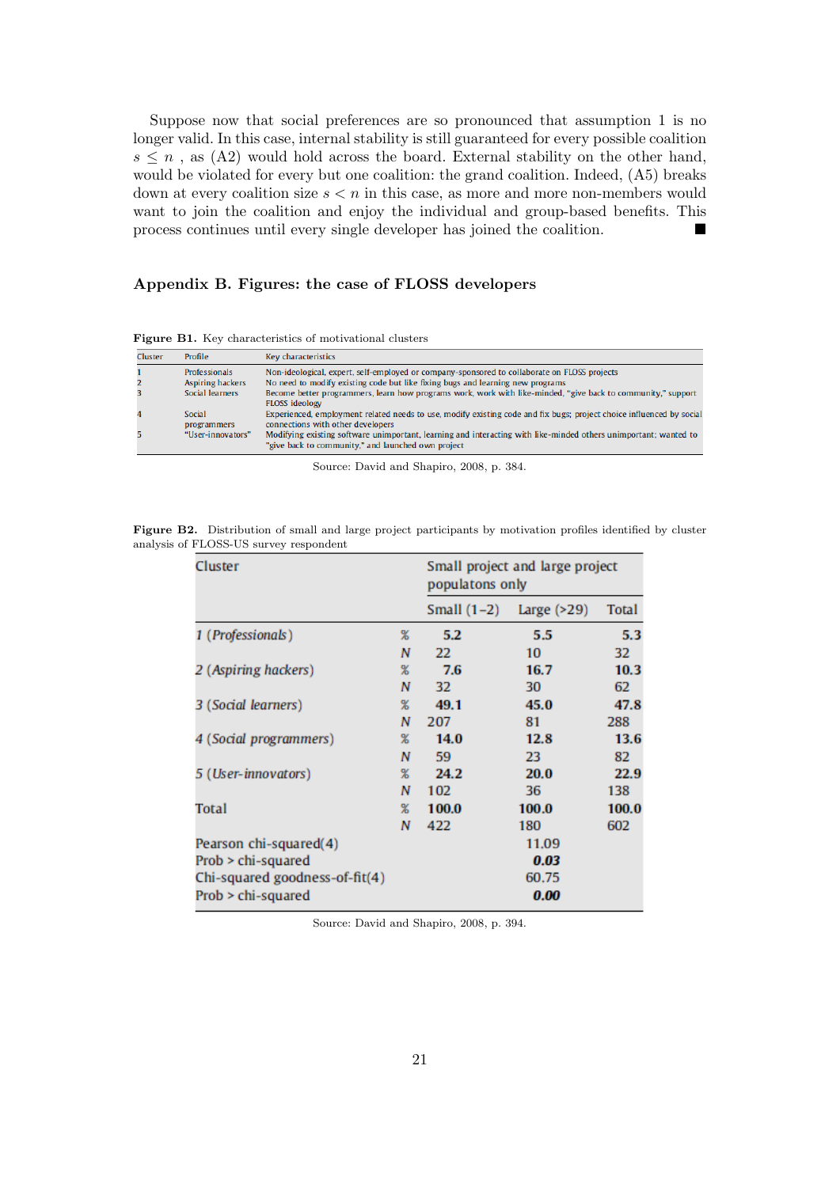Suppose now that social preferences are so pronounced that assumption 1 is no longer valid. In this case, internal stability is still guaranteed for every possible coalition $s \leq n$ , as (A2) would hold across the board. External stability on the other hand, would be violated for every but one coalition: the grand coalition. Indeed, (A5) breaks down at every coalition size $s < n$ in this case, as more and more non-members would want to join the coalition and enjoy the individual and group-based benefits. This process continues until every single developer has joined the coalition. ■

## Appendix B. Figures: the case of FLOSS developers

**Figure B1.** Key characteristics of motivational clusters

| Cluster | Profile | Key characteristics |
|---|---|---|
| 1 | Professionals | Non-ideological, expert, self-employed or company-sponsored to collaborate on FLOSS projects |
| 2 | Aspiring hackers | No need to modify existing code but like fixing bugs and learning new programs |
| 3 | Social learners | Become better programmers, learn how programs work, work with like-minded, "give back to community," support FLOSS ideology |
| 4 | Social programmers | Experienced, employment related needs to use, modify existing code and fix bugs; project choice influenced by social connections with other developers |
| 5 | "User-innovators" | Modifying existing software unimportant, learning and interacting with like-minded others unimportant; wanted to "give back to community," and launched own project |

Source: David and Shapiro, 2008, p. 384.

**Figure B2.** Distribution of small and large project participants by motivation profiles identified by cluster analysis of FLOSS-US survey respondent

| Cluster | | Small project and large project populatons only | | |
|---|---|---|---|---|
| | | Small (1–2) | Large (>29) | Total |
| 1 (*Professionals*) | % | **5.2** | **5.5** | **5.3** |
| | *N* | 22 | 10 | 32 |
| 2 (*Aspiring hackers*) | % | **7.6** | **16.7** | **10.3** |
| | *N* | 32 | 30 | 62 |
| 3 (*Social learners*) | % | **49.1** | **45.0** | **47.8** |
| | *N* | 207 | 81 | 288 |
| 4 (*Social programmers*) | % | **14.0** | **12.8** | **13.6** |
| | *N* | 59 | 23 | 82 |
| 5 (*User-innovators*) | % | **24.2** | **20.0** | **22.9** |
| | *N* | 102 | 36 | 138 |
| Total | % | **100.0** | **100.0** | **100.0** |
| | *N* | 422 | 180 | 602 |
| Pearson chi-squared(4) | | | 11.09 | |
| Prob > chi-squared | | | ***0.03*** | |
| Chi-squared goodness-of-fit(4) | | | 60.75 | |
| Prob > chi-squared | | | ***0.00*** | |

Source: David and Shapiro, 2008, p. 394.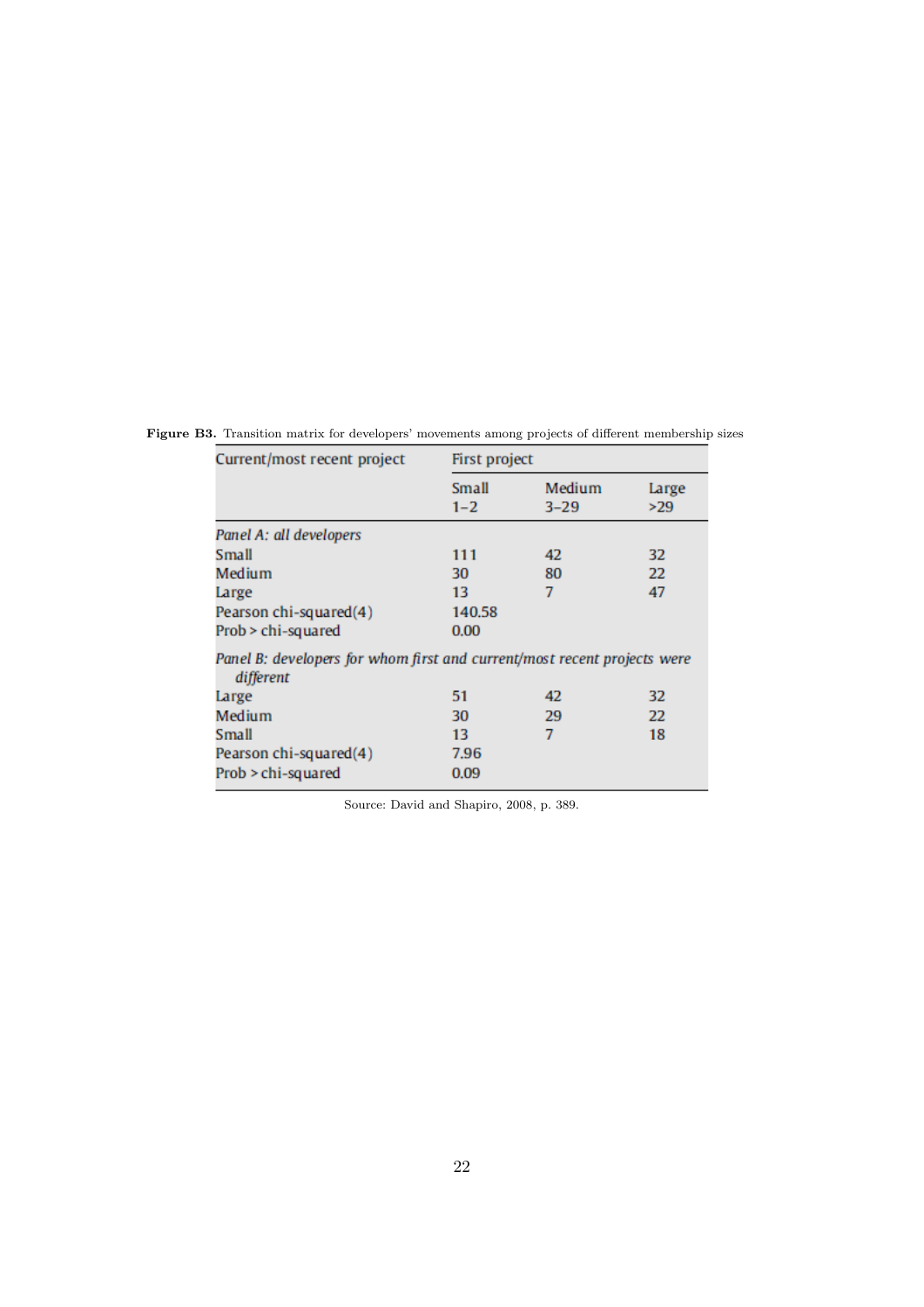**Figure B3.** Transition matrix for developers' movements among projects of different membership sizes

| Current/most recent project | First project | | |
|---|---|---|---|
| | Small 1–2 | Medium 3–29 | Large >29 |
| *Panel A: all developers* | | | |
| Small | 111 | 42 | 32 |
| Medium | 30 | 80 | 22 |
| Large | 13 | 7 | 47 |
| Pearson chi-squared(4) | 140.58 | | |
| Prob > chi-squared | 0.00 | | |
| *Panel B: developers for whom first and current/most recent projects were different* | | | |
| Large | 51 | 42 | 32 |
| Medium | 30 | 29 | 22 |
| Small | 13 | 7 | 18 |
| Pearson chi-squared(4) | 7.96 | | |
| Prob > chi-squared | 0.09 | | |

Source: David and Shapiro, 2008, p. 389.